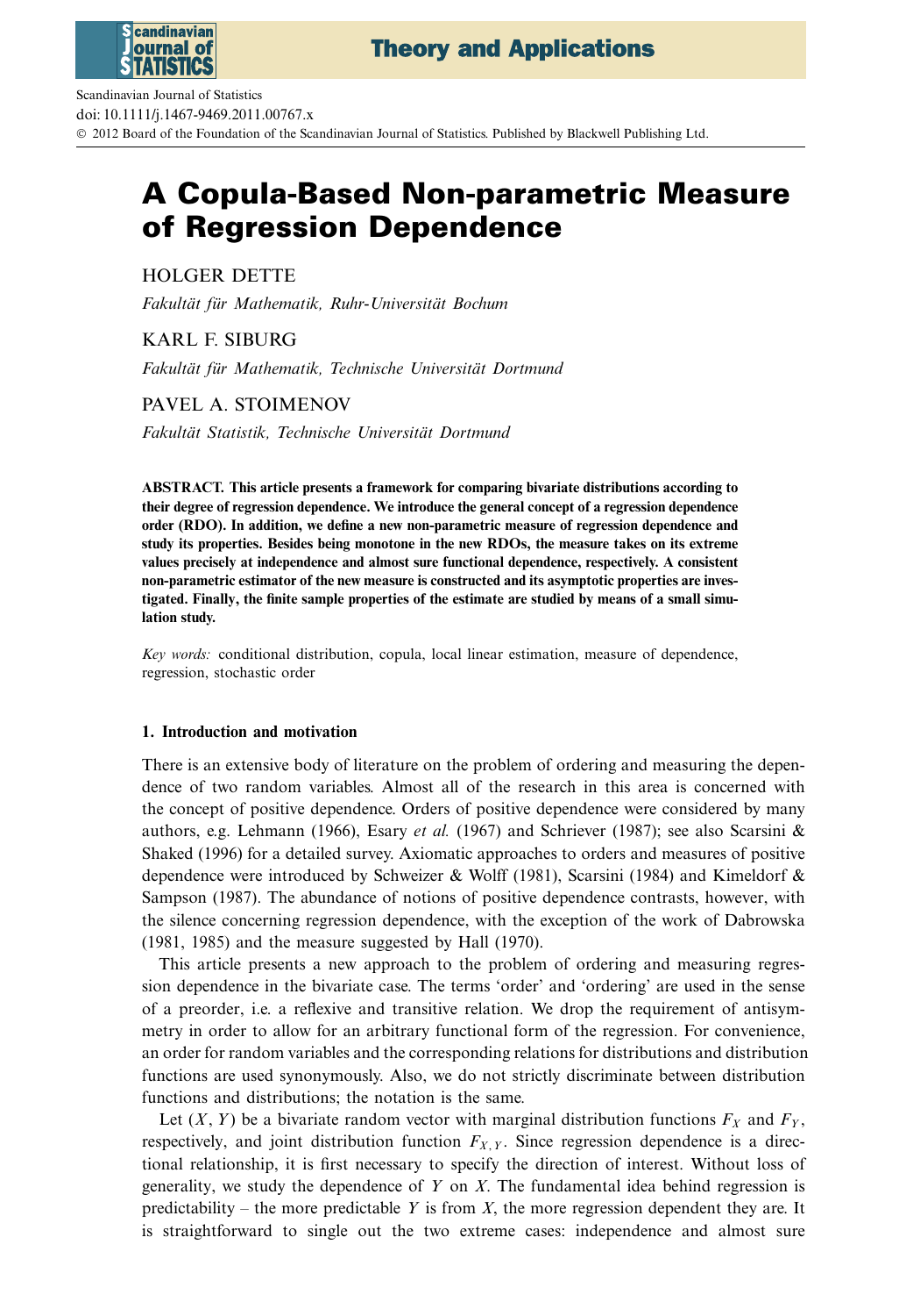# A Copula-Based Non-parametric Measure of Regression Dependence

HOLGER DETTE

*Fakultät für Mathematik, Ruhr-Universität Bochum*

KARL F. SIBURG

*Fakultät für Mathematik, Technische Universität Dortmund*

PAVEL A. STOIMENOV

*Fakultät Statistik, Technische Universität Dortmund*

**ABSTRACT. This article presents a framework for comparing bivariate distributions according to their degree of regression dependence. We introduce the general concept of a regression dependence order (RDO). In addition, we define a new non-parametric measure of regression dependence and study its properties. Besides being monotone in the new RDOs, the measure takes on its extreme values precisely at independence and almost sure functional dependence, respectively. A consistent non-parametric estimator of the new measure is constructed and its asymptotic properties are investigated. Finally, the finite sample properties of the estimate are studied by means of a small simulation study.**

*Key words:* conditional distribution, copula, local linear estimation, measure of dependence, regression, stochastic order

## 1. Introduction and motivation

There is an extensive body of literature on the problem of ordering and measuring the dependence of two random variables. Almost all of the research in this area is concerned with the concept of positive dependence. Orders of positive dependence were considered by many authors, e.g. Lehmann (1966), Esary *et al.* (1967) and Schriever (1987); see also Scarsini & Shaked (1996) for a detailed survey. Axiomatic approaches to orders and measures of positive dependence were introduced by Schweizer & Wolff (1981), Scarsini (1984) and Kimeldorf & Sampson (1987). The abundance of notions of positive dependence contrasts, however, with the silence concerning regression dependence, with the exception of the work of Dabrowska (1981, 1985) and the measure suggested by Hall (1970).

This article presents a new approach to the problem of ordering and measuring regression dependence in the bivariate case. The terms 'order' and 'ordering' are used in the sense of a preorder, i.e. a reflexive and transitive relation. We drop the requirement of antisymmetry in order to allow for an arbitrary functional form of the regression. For convenience, an order for random variables and the corresponding relations for distributions and distribution functions are used synonymously. Also, we do not strictly discriminate between distribution functions and distributions; the notation is the same.

Let $(X, Y)$ be a bivariate random vector with marginal distribution functions $F_X$ and $F_Y$, respectively, and joint distribution function $F_{X,Y}$. Since regression dependence is a directional relationship, it is first necessary to specify the direction of interest. Without loss of generality, we study the dependence of $Y$ on $X$. The fundamental idea behind regression is predictability – the more predictable $Y$ is from $X$, the more regression dependent they are. It is straightforward to single out the two extreme cases: independence and almost sure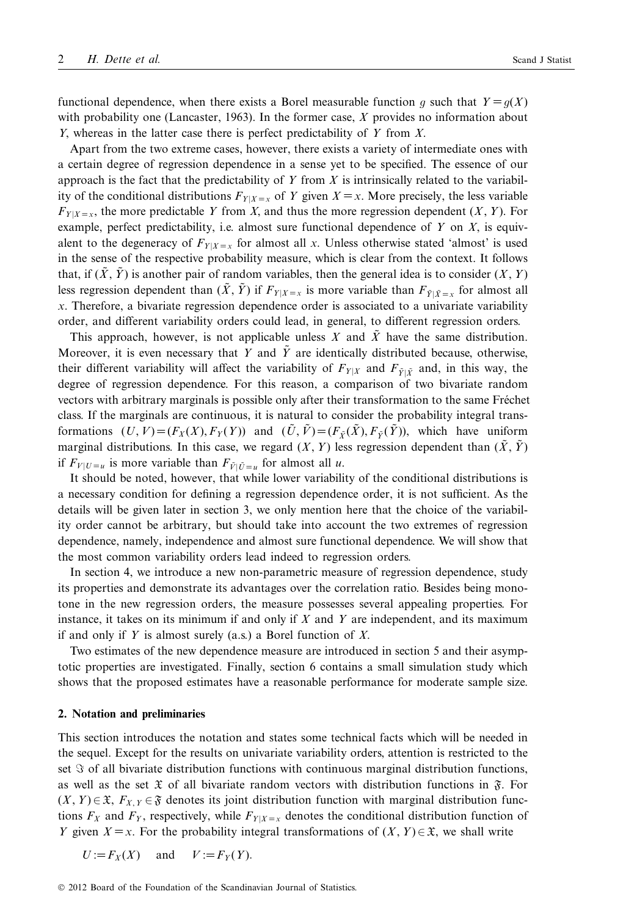functional dependence, when there exists a Borel measurable function $g$ such that $Y = g(X)$ with probability one (Lancaster, 1963). In the former case, $X$ provides no information about $Y$, whereas in the latter case there is perfect predictability of $Y$ from $X$.

Apart from the two extreme cases, however, there exists a variety of intermediate ones with a certain degree of regression dependence in a sense yet to be specified. The essence of our approach is the fact that the predictability of $Y$ from $X$ is intrinsically related to the variability of the conditional distributions $F_{Y|X=x}$ of $Y$ given $X = x$. More precisely, the less variable $F_{Y|X=x}$, the more predictable $Y$ from $X$, and thus the more regression dependent $(X, Y)$. For example, perfect predictability, i.e. almost sure functional dependence of $Y$ on $X$, is equivalent to the degeneracy of $F_{Y|X=x}$ for almost all $x$. Unless otherwise stated 'almost' is used in the sense of the respective probability measure, which is clear from the context. It follows that, if $(\tilde{X}, \tilde{Y})$ is another pair of random variables, then the general idea is to consider $(X, Y)$ less regression dependent than $(\tilde{X}, \tilde{Y})$ if $F_{Y|X=x}$ is more variable than $F_{\tilde{Y}|\tilde{X}=x}$ for almost all $x$. Therefore, a bivariate regression dependence order is associated to a univariate variability order, and different variability orders could lead, in general, to different regression orders.

This approach, however, is not applicable unless $X$ and $\tilde{X}$ have the same distribution. Moreover, it is even necessary that $Y$ and $\tilde{Y}$ are identically distributed because, otherwise, their different variability will affect the variability of $F_{Y|X}$ and $F_{\tilde{Y}|\tilde{X}}$ and, in this way, the degree of regression dependence. For this reason, a comparison of two bivariate random vectors with arbitrary marginals is possible only after their transformation to the same Fréchet class. If the marginals are continuous, it is natural to consider the probability integral transformations $(U, V) = (F_X(X), F_Y(Y))$ and $(\tilde{U}, \tilde{V}) = (F_{\tilde{X}}(\tilde{X}), F_{\tilde{Y}}(\tilde{Y}))$, which have uniform marginal distributions. In this case, we regard $(X, Y)$ less regression dependent than $(\tilde{X}, \tilde{Y})$ if $F_{V|U=u}$ is more variable than $F_{\tilde{V}|\tilde{U}=u}$ for almost all $u$.

It should be noted, however, that while lower variability of the conditional distributions is a necessary condition for defining a regression dependence order, it is not sufficient. As the details will be given later in section 3, we only mention here that the choice of the variability order cannot be arbitrary, but should take into account the two extremes of regression dependence, namely, independence and almost sure functional dependence. We will show that the most common variability orders lead indeed to regression orders.

In section 4, we introduce a new non-parametric measure of regression dependence, study its properties and demonstrate its advantages over the correlation ratio. Besides being monotone in the new regression orders, the measure possesses several appealing properties. For instance, it takes on its minimum if and only if $X$ and $Y$ are independent, and its maximum if and only if $Y$ is almost surely (a.s.) a Borel function of $X$.

Two estimates of the new dependence measure are introduced in section 5 and their asymptotic properties are investigated. Finally, section 6 contains a small simulation study which shows that the proposed estimates have a reasonable performance for moderate sample size.

## 2. Notation and preliminaries

This section introduces the notation and states some technical facts which will be needed in the sequel. Except for the results on univariate variability orders, attention is restricted to the set $\mathfrak{F}$ of all bivariate distribution functions with continuous marginal distribution functions, as well as the set $\mathfrak{X}$ of all bivariate random vectors with distribution functions in $\mathfrak{F}$. For $(X, Y) \in \mathfrak{X}$, $F_{X,Y} \in \mathfrak{F}$ denotes its joint distribution function with marginal distribution functions $F_X$ and $F_Y$, respectively, while $F_{Y|X=x}$ denotes the conditional distribution function of $Y$ given $X = x$. For the probability integral transformations of $(X, Y) \in \mathfrak{X}$, we shall write

$$U := F_X(X) \quad \text{and} \quad V := F_Y(Y).$$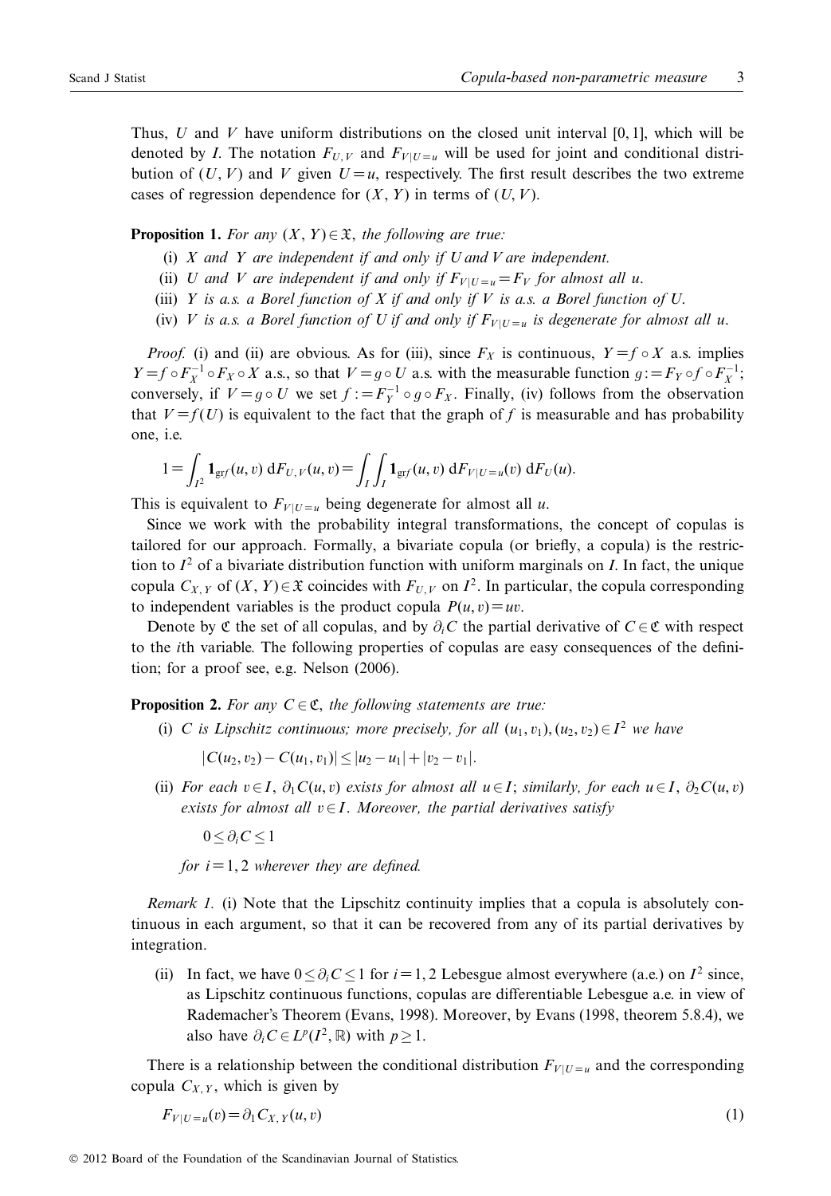Thus, $U$ and $V$ have uniform distributions on the closed unit interval $[0, 1]$, which will be denoted by $I$. The notation $F_{U,V}$ and $F_{V|U=u}$ will be used for joint and conditional distribution of $(U, V)$ and $V$ given $U=u$, respectively. The first result describes the two extreme cases of regression dependence for $(X, Y)$ in terms of $(U, V)$.

**Proposition 1.** *For any $(X, Y) \in \mathfrak{X}$, the following are true:*

(i) *$X$ and $Y$ are independent if and only if $U$ and $V$ are independent.*

(ii) *$U$ and $V$ are independent if and only if $F_{V|U=u} = F_V$ for almost all $u$.*

(iii) *$Y$ is a.s. a Borel function of $X$ if and only if $V$ is a.s. a Borel function of $U$.*

(iv) *$V$ is a.s. a Borel function of $U$ if and only if $F_{V|U=u}$ is degenerate for almost all $u$.*

*Proof.* (i) and (ii) are obvious. As for (iii), since $F_X$ is continuous, $Y = f \circ X$ a.s. implies $Y = f \circ F_X^{-1} \circ F_X \circ X$ a.s., so that $V = g \circ U$ a.s. with the measurable function $g := F_Y \circ f \circ F_X^{-1}$; conversely, if $V = g \circ U$ we set $f := F_Y^{-1} \circ g \circ F_X$. Finally, (iv) follows from the observation that $V = f(U)$ is equivalent to the fact that the graph of $f$ is measurable and has probability one, i.e.

$$1 = \int_{I^2} \mathbf{1}_{\mathrm{gr}f}(u, v) \, \mathrm{d}F_{U,V}(u, v) = \int_I \int_I \mathbf{1}_{\mathrm{gr}f}(u, v) \, \mathrm{d}F_{V|U=u}(v) \, \mathrm{d}F_U(u).$$

This is equivalent to $F_{V|U=u}$ being degenerate for almost all $u$.

Since we work with the probability integral transformations, the concept of copulas is tailored for our approach. Formally, a bivariate copula (or briefly, a copula) is the restriction to $I^2$ of a bivariate distribution function with uniform marginals on $I$. In fact, the unique copula $C_{X,Y}$ of $(X, Y) \in \mathfrak{X}$ coincides with $F_{U,V}$ on $I^2$. In particular, the copula corresponding to independent variables is the product copula $P(u, v) = uv$.

Denote by $\mathfrak{C}$ the set of all copulas, and by $\partial_i C$ the partial derivative of $C \in \mathfrak{C}$ with respect to the $i$th variable. The following properties of copulas are easy consequences of the definition; for a proof see, e.g. Nelson (2006).

**Proposition 2.** *For any $C \in \mathfrak{C}$, the following statements are true:*

(i) *$C$ is Lipschitz continuous; more precisely, for all $(u_1, v_1), (u_2, v_2) \in I^2$ we have*

$$|C(u_2, v_2) - C(u_1, v_1)| \leq |u_2 - u_1| + |v_2 - v_1|.$$

(ii) *For each $v \in I$, $\partial_1 C(u, v)$ exists for almost all $u \in I$; similarly, for each $u \in I$, $\partial_2 C(u, v)$ exists for almost all $v \in I$. Moreover, the partial derivatives satisfy*

$$0 \leq \partial_i C \leq 1$$

*for $i = 1, 2$ wherever they are defined.*

*Remark 1.* (i) Note that the Lipschitz continuity implies that a copula is absolutely continuous in each argument, so that it can be recovered from any of its partial derivatives by integration.

(ii) In fact, we have $0 \leq \partial_i C \leq 1$ for $i = 1, 2$ Lebesgue almost everywhere (a.e.) on $I^2$ since, as Lipschitz continuous functions, copulas are differentiable Lebesgue a.e. in view of Rademacher's Theorem (Evans, 1998). Moreover, by Evans (1998, theorem 5.8.4), we also have $\partial_i C \in L^p(I^2, \mathbb{R})$ with $p \geq 1$.

There is a relationship between the conditional distribution $F_{V|U=u}$ and the corresponding copula $C_{X,Y}$, which is given by

$$F_{V|U=u}(v) = \partial_1 C_{X,Y}(u, v) \tag{1}$$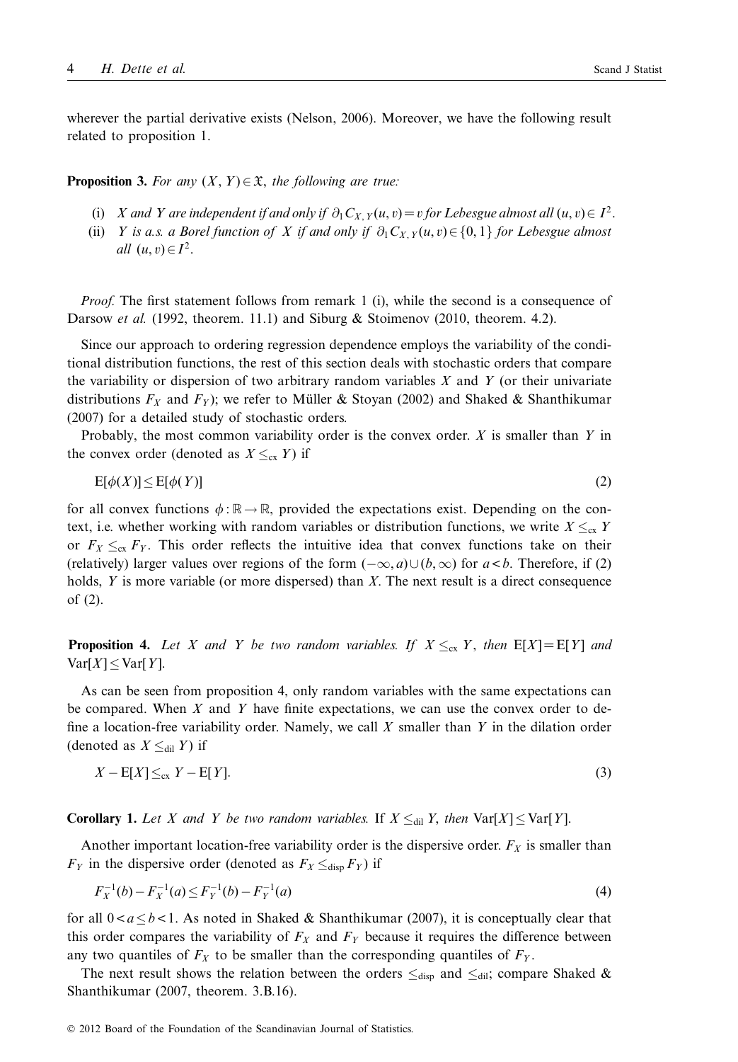wherever the partial derivative exists (Nelson, 2006). Moreover, we have the following result related to proposition 1.

**Proposition 3.** *For any* $(X, Y) \in \mathfrak{X}$, *the following are true:*

(i) *$X$ and $Y$ are independent if and only if $\partial_1 C_{X,Y}(u, v) = v$ for Lebesgue almost all $(u, v) \in I^2$.*
(ii) *$Y$ is a.s. a Borel function of $X$ if and only if $\partial_1 C_{X,Y}(u, v) \in \{0, 1\}$ for Lebesgue almost all $(u, v) \in I^2$.*

*Proof.* The first statement follows from remark 1 (i), while the second is a consequence of Darsow *et al.* (1992, theorem. 11.1) and Siburg & Stoimenov (2010, theorem. 4.2).

Since our approach to ordering regression dependence employs the variability of the conditional distribution functions, the rest of this section deals with stochastic orders that compare the variability or dispersion of two arbitrary random variables $X$ and $Y$ (or their univariate distributions $F_X$ and $F_Y$); we refer to Müller & Stoyan (2002) and Shaked & Shanthikumar (2007) for a detailed study of stochastic orders.

Probably, the most common variability order is the convex order. $X$ is smaller than $Y$ in the convex order (denoted as $X \leq_{\text{cx}} Y$) if

$$\mathrm{E}[\phi(X)] \leq \mathrm{E}[\phi(Y)] \tag{2}$$

for all convex functions $\phi : \mathbb{R} \to \mathbb{R}$, provided the expectations exist. Depending on the context, i.e. whether working with random variables or distribution functions, we write $X \leq_{\text{cx}} Y$ or $F_X \leq_{\text{cx}} F_Y$. This order reflects the intuitive idea that convex functions take on their (relatively) larger values over regions of the form $(-\infty, a) \cup (b, \infty)$ for $a < b$. Therefore, if (2) holds, $Y$ is more variable (or more dispersed) than $X$. The next result is a direct consequence of (2).

**Proposition 4.** *Let $X$ and $Y$ be two random variables. If $X \leq_{\text{cx}} Y$, then $\mathrm{E}[X] = \mathrm{E}[Y]$ and $\mathrm{Var}[X] \leq \mathrm{Var}[Y]$.*

As can be seen from proposition 4, only random variables with the same expectations can be compared. When $X$ and $Y$ have finite expectations, we can use the convex order to define a location-free variability order. Namely, we call $X$ smaller than $Y$ in the dilation order (denoted as $X \leq_{\text{dil}} Y$) if

$$X - \mathrm{E}[X] \leq_{\text{cx}} Y - \mathrm{E}[Y]. \tag{3}$$

**Corollary 1.** *Let $X$ and $Y$ be two random variables.* If $X \leq_{\text{dil}} Y$, *then* $\mathrm{Var}[X] \leq \mathrm{Var}[Y]$.

Another important location-free variability order is the dispersive order. $F_X$ is smaller than $F_Y$ in the dispersive order (denoted as $F_X \leq_{\text{disp}} F_Y$) if

$$F_X^{-1}(b) - F_X^{-1}(a) \leq F_Y^{-1}(b) - F_Y^{-1}(a) \tag{4}$$

for all $0 < a \leq b < 1$. As noted in Shaked & Shanthikumar (2007), it is conceptually clear that this order compares the variability of $F_X$ and $F_Y$ because it requires the difference between any two quantiles of $F_X$ to be smaller than the corresponding quantiles of $F_Y$.

The next result shows the relation between the orders $\leq_{\text{disp}}$ and $\leq_{\text{dil}}$; compare Shaked & Shanthikumar (2007, theorem. 3.B.16).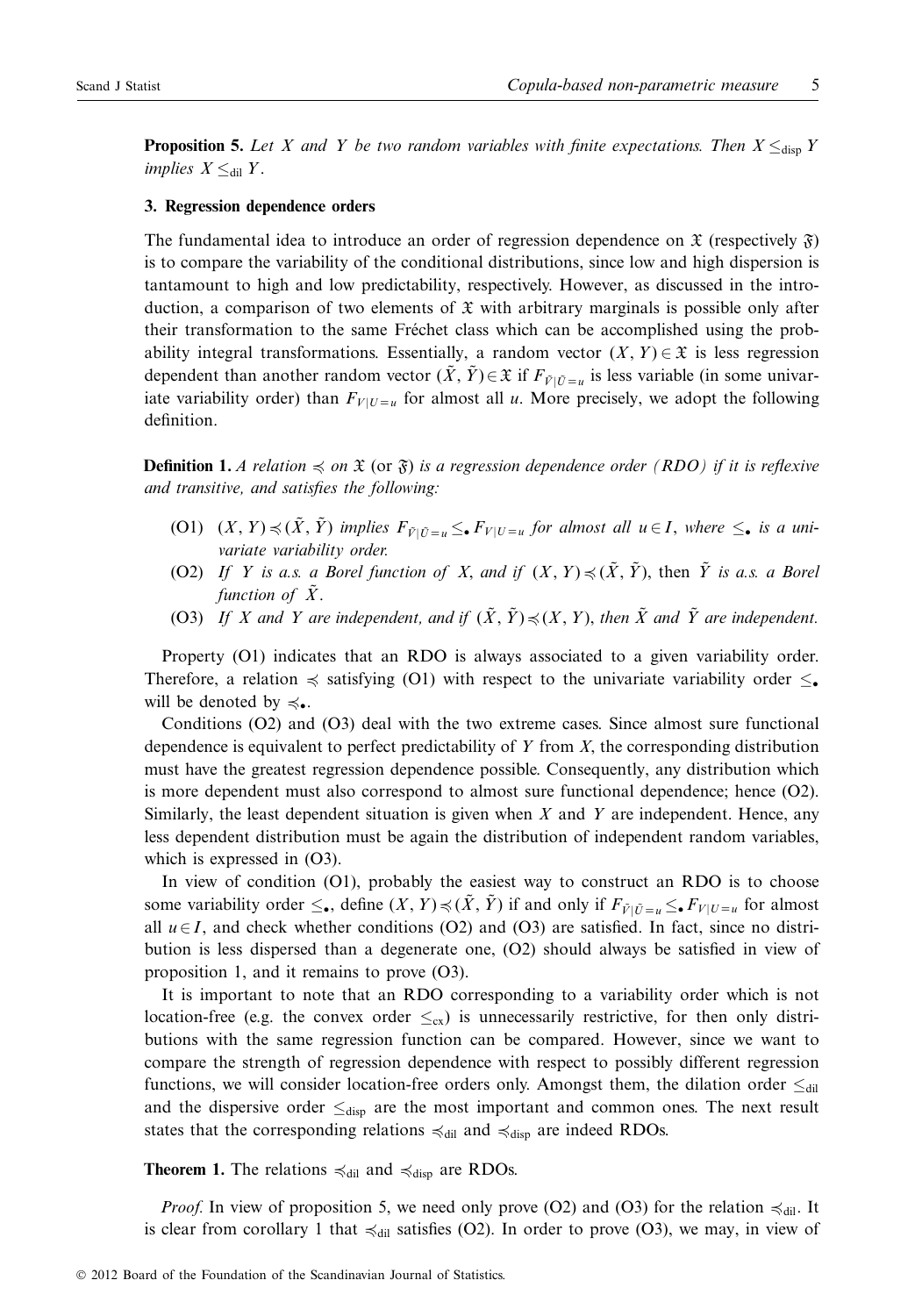**Proposition 5.** *Let $X$ and $Y$ be two random variables with finite expectations. Then $X \leq_{\text{disp}} Y$ implies $X \leq_{\text{dil}} Y$.*

## 3. Regression dependence orders

The fundamental idea to introduce an order of regression dependence on $\mathfrak{X}$ (respectively $\mathfrak{F}$) is to compare the variability of the conditional distributions, since low and high dispersion is tantamount to high and low predictability, respectively. However, as discussed in the introduction, a comparison of two elements of $\mathfrak{X}$ with arbitrary marginals is possible only after their transformation to the same Fréchet class which can be accomplished using the probability integral transformations. Essentially, a random vector $(X, Y) \in \mathfrak{X}$ is less regression dependent than another random vector $(\tilde{X}, \tilde{Y}) \in \mathfrak{X}$ if $F_{\tilde{V}|\tilde{U}=u}$ is less variable (in some univariate variability order) than $F_{V|U=u}$ for almost all $u$. More precisely, we adopt the following definition.

**Definition 1.** *A relation $\preccurlyeq$ on $\mathfrak{X}$ (or $\mathfrak{F}$) is a regression dependence order (RDO) if it is reflexive and transitive, and satisfies the following:*

- (O1) *$(X, Y) \preccurlyeq (\tilde{X}, \tilde{Y})$ implies $F_{\tilde{V}|\tilde{U}=u} \leq_{\bullet} F_{V|U=u}$ for almost all $u \in I$, where $\leq_{\bullet}$ is a univariate variability order.*
- (O2) *If $Y$ is a.s. a Borel function of $X$, and if $(X, Y) \preccurlyeq (\tilde{X}, \tilde{Y})$, then $\tilde{Y}$ is a.s. a Borel function of $\tilde{X}$.*
- (O3) *If $X$ and $Y$ are independent, and if $(\tilde{X}, \tilde{Y}) \preccurlyeq (X, Y)$, then $\tilde{X}$ and $\tilde{Y}$ are independent.*

Property (O1) indicates that an RDO is always associated to a given variability order. Therefore, a relation $\preccurlyeq$ satisfying (O1) with respect to the univariate variability order $\leq_{\bullet}$ will be denoted by $\preccurlyeq_{\bullet}$.

Conditions (O2) and (O3) deal with the two extreme cases. Since almost sure functional dependence is equivalent to perfect predictability of $Y$ from $X$, the corresponding distribution must have the greatest regression dependence possible. Consequently, any distribution which is more dependent must also correspond to almost sure functional dependence; hence (O2). Similarly, the least dependent situation is given when $X$ and $Y$ are independent. Hence, any less dependent distribution must be again the distribution of independent random variables, which is expressed in (O3).

In view of condition (O1), probably the easiest way to construct an RDO is to choose some variability order $\leq_{\bullet}$, define $(X, Y) \preccurlyeq (\tilde{X}, \tilde{Y})$ if and only if $F_{\tilde{V}|\tilde{U}=u} \leq_{\bullet} F_{V|U=u}$ for almost all $u \in I$, and check whether conditions (O2) and (O3) are satisfied. In fact, since no distribution is less dispersed than a degenerate one, (O2) should always be satisfied in view of proposition 1, and it remains to prove (O3).

It is important to note that an RDO corresponding to a variability order which is not location-free (e.g. the convex order $\leq_{\text{cx}}$) is unnecessarily restrictive, for then only distributions with the same regression function can be compared. However, since we want to compare the strength of regression dependence with respect to possibly different regression functions, we will consider location-free orders only. Amongst them, the dilation order $\leq_{\text{dil}}$ and the dispersive order $\leq_{\text{disp}}$ are the most important and common ones. The next result states that the corresponding relations $\preccurlyeq_{\text{dil}}$ and $\preccurlyeq_{\text{disp}}$ are indeed RDOs.

**Theorem 1.** The relations $\preccurlyeq_{\text{dil}}$ and $\preccurlyeq_{\text{disp}}$ are RDOs.

*Proof.* In view of proposition 5, we need only prove (O2) and (O3) for the relation $\preccurlyeq_{\text{dil}}$. It is clear from corollary 1 that $\preccurlyeq_{\text{dil}}$ satisfies (O2). In order to prove (O3), we may, in view of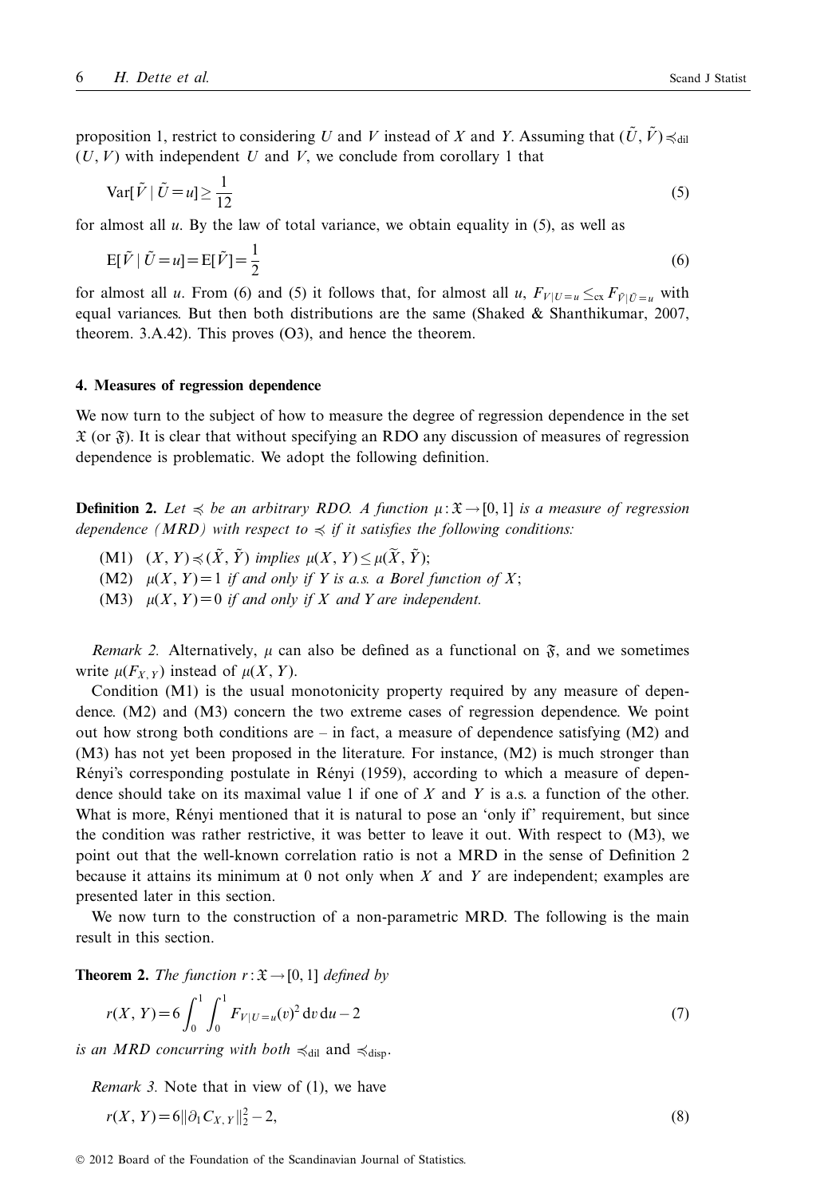proposition 1, restrict to considering $U$ and $V$ instead of $X$ and $Y$. Assuming that $(\tilde{U}, \tilde{V}) \preccurlyeq_{\mathrm{dil}} (U, V)$ with independent $U$ and $V$, we conclude from corollary 1 that

$$\mathrm{Var}[\tilde{V} \mid \tilde{U} = u] \geq \frac{1}{12} \tag{5}$$

for almost all $u$. By the law of total variance, we obtain equality in (5), as well as

$$\mathrm{E}[\tilde{V} \mid \tilde{U} = u] = \mathrm{E}[\tilde{V}] = \frac{1}{2} \tag{6}$$

for almost all $u$. From (6) and (5) it follows that, for almost all $u$, $F_{V|U=u} \leq_{\mathrm{cx}} F_{\tilde{V}|\tilde{U}=u}$ with equal variances. But then both distributions are the same (Shaked & Shanthikumar, 2007, theorem. 3.A.42). This proves (O3), and hence the theorem.

## 4. Measures of regression dependence

We now turn to the subject of how to measure the degree of regression dependence in the set $\mathfrak{X}$ (or $\mathfrak{F}$). It is clear that without specifying an RDO any discussion of measures of regression dependence is problematic. We adopt the following definition.

**Definition 2.** *Let $\preccurlyeq$ be an arbitrary RDO. A function $\mu : \mathfrak{X} \to [0, 1]$ is a measure of regression dependence (MRD) with respect to $\preccurlyeq$ if it satisfies the following conditions:*

- (M1) $(X, Y) \preccurlyeq (\tilde{X}, \tilde{Y})$ *implies* $\mu(X, Y) \leq \mu(\tilde{X}, \tilde{Y})$;
- (M2) $\mu(X, Y) = 1$ *if and only if $Y$ is a.s. a Borel function of $X$*;
- (M3) $\mu(X, Y) = 0$ *if and only if $X$ and $Y$ are independent.*

*Remark 2.* Alternatively, $\mu$ can also be defined as a functional on $\mathfrak{F}$, and we sometimes write $\mu(F_{X,Y})$ instead of $\mu(X, Y)$.

Condition (M1) is the usual monotonicity property required by any measure of dependence. (M2) and (M3) concern the two extreme cases of regression dependence. We point out how strong both conditions are – in fact, a measure of dependence satisfying (M2) and (M3) has not yet been proposed in the literature. For instance, (M2) is much stronger than Rényi's corresponding postulate in Rényi (1959), according to which a measure of dependence should take on its maximal value 1 if one of $X$ and $Y$ is a.s. a function of the other. What is more, Rényi mentioned that it is natural to pose an 'only if' requirement, but since the condition was rather restrictive, it was better to leave it out. With respect to (M3), we point out that the well-known correlation ratio is not a MRD in the sense of Definition 2 because it attains its minimum at 0 not only when $X$ and $Y$ are independent; examples are presented later in this section.

We now turn to the construction of a non-parametric MRD. The following is the main result in this section.

**Theorem 2.** *The function $r : \mathfrak{X} \to [0, 1]$ defined by*

$$r(X, Y) = 6 \int_0^1 \int_0^1 F_{V|U=u}(v)^2 \, \mathrm{d}v \, \mathrm{d}u - 2 \tag{7}$$

*is an MRD concurring with both $\preccurlyeq_{\mathrm{dil}}$ and $\preccurlyeq_{\mathrm{disp}}$.*

*Remark 3.* Note that in view of (1), we have

$$r(X, Y) = 6 \|\partial_1 C_{X,Y}\|_2^2 - 2, \tag{8}$$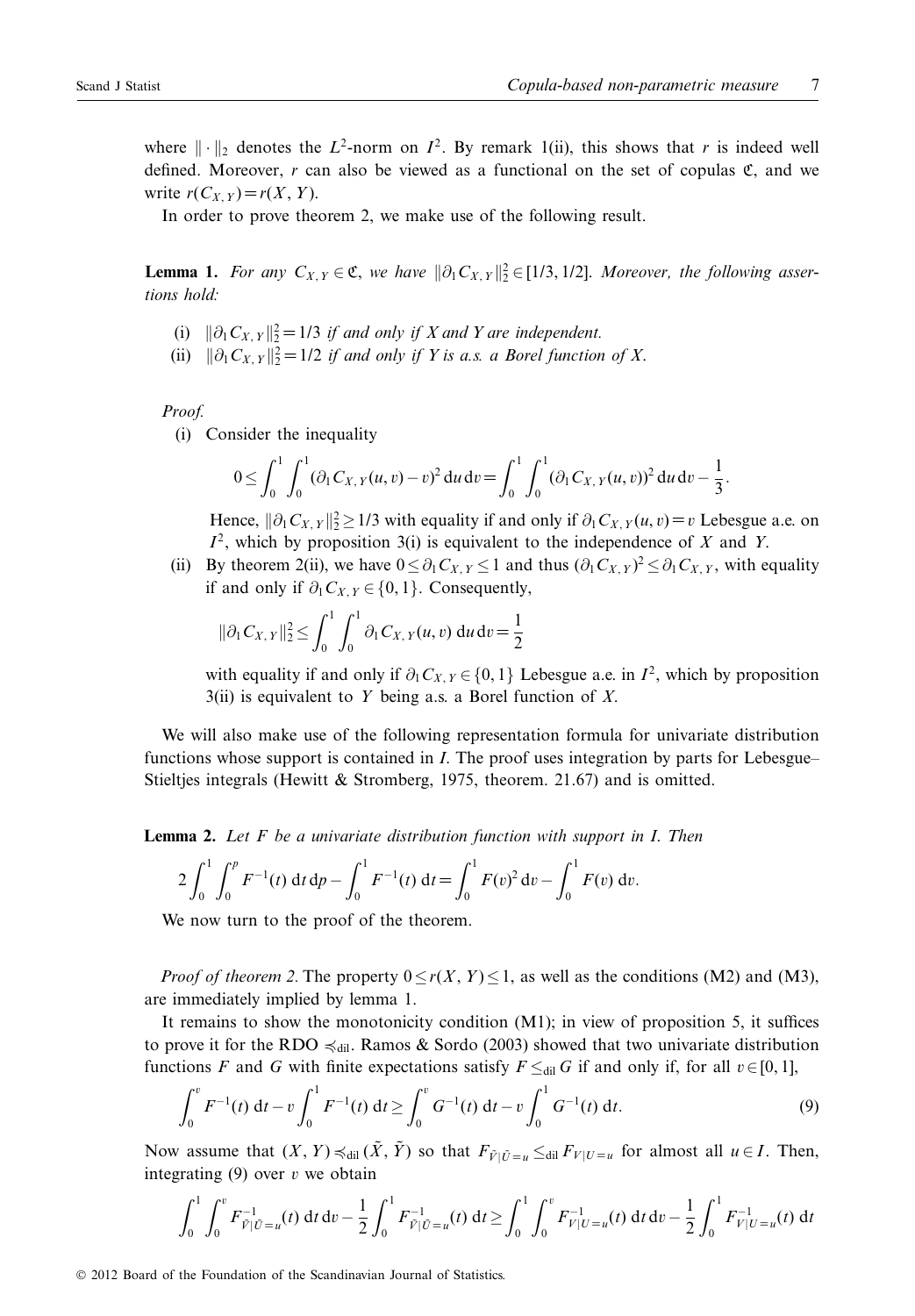where $\|\cdot\|_2$ denotes the $L^2$-norm on $I^2$. By remark 1(ii), this shows that $r$ is indeed well defined. Moreover, $r$ can also be viewed as a functional on the set of copulas $\mathfrak{C}$, and we write $r(C_{X,Y}) = r(X, Y)$.

In order to prove theorem 2, we make use of the following result.

**Lemma 1.** *For any $C_{X,Y} \in \mathfrak{C}$, we have $\|\partial_1 C_{X,Y}\|_2^2 \in [1/3, 1/2]$. Moreover, the following assertions hold:*

(i) *$\|\partial_1 C_{X,Y}\|_2^2 = 1/3$ if and only if $X$ and $Y$ are independent.*
(ii) *$\|\partial_1 C_{X,Y}\|_2^2 = 1/2$ if and only if $Y$ is a.s. a Borel function of $X$.*

*Proof.*

(i) Consider the inequality

$$0 \le \int_0^1 \int_0^1 (\partial_1 C_{X,Y}(u,v) - v)^2 \,\mathrm{d}u\,\mathrm{d}v = \int_0^1 \int_0^1 (\partial_1 C_{X,Y}(u,v))^2 \,\mathrm{d}u\,\mathrm{d}v - \frac{1}{3}.$$

Hence, $\|\partial_1 C_{X,Y}\|_2^2 \ge 1/3$ with equality if and only if $\partial_1 C_{X,Y}(u,v) = v$ Lebesgue a.e. on $I^2$, which by proposition 3(i) is equivalent to the independence of $X$ and $Y$.

(ii) By theorem 2(ii), we have $0 \le \partial_1 C_{X,Y} \le 1$ and thus $(\partial_1 C_{X,Y})^2 \le \partial_1 C_{X,Y}$, with equality if and only if $\partial_1 C_{X,Y} \in \{0, 1\}$. Consequently,

$$\|\partial_1 C_{X,Y}\|_2^2 \le \int_0^1 \int_0^1 \partial_1 C_{X,Y}(u,v) \,\mathrm{d}u\,\mathrm{d}v = \frac{1}{2}$$

with equality if and only if $\partial_1 C_{X,Y} \in \{0,1\}$ Lebesgue a.e. in $I^2$, which by proposition 3(ii) is equivalent to $Y$ being a.s. a Borel function of $X$.

We will also make use of the following representation formula for univariate distribution functions whose support is contained in $I$. The proof uses integration by parts for Lebesgue–Stieltjes integrals (Hewitt & Stromberg, 1975, theorem. 21.67) and is omitted.

**Lemma 2.** *Let $F$ be a univariate distribution function with support in $I$. Then*

$$2\int_0^1 \int_0^p F^{-1}(t)\,\mathrm{d}t\,\mathrm{d}p - \int_0^1 F^{-1}(t)\,\mathrm{d}t = \int_0^1 F(v)^2\,\mathrm{d}v - \int_0^1 F(v)\,\mathrm{d}v.$$

We now turn to the proof of the theorem.

*Proof of theorem 2.* The property $0 \le r(X, Y) \le 1$, as well as the conditions (M2) and (M3), are immediately implied by lemma 1.

It remains to show the monotonicity condition (M1); in view of proposition 5, it suffices to prove it for the RDO $\preccurlyeq_{\mathrm{dil}}$. Ramos & Sordo (2003) showed that two univariate distribution functions $F$ and $G$ with finite expectations satisfy $F \le_{\mathrm{dil}} G$ if and only if, for all $v \in [0, 1]$,

$$\int_0^v F^{-1}(t)\,\mathrm{d}t - v\int_0^1 F^{-1}(t)\,\mathrm{d}t \ge \int_0^v G^{-1}(t)\,\mathrm{d}t - v\int_0^1 G^{-1}(t)\,\mathrm{d}t. \tag{9}$$

Now assume that $(X, Y) \preccurlyeq_{\mathrm{dil}} (\tilde{X}, \tilde{Y})$ so that $F_{\tilde{V}|\tilde{U}=u} \le_{\mathrm{dil}} F_{V|U=u}$ for almost all $u \in I$. Then, integrating (9) over $v$ we obtain

$$\int_0^1 \int_0^v F^{-1}_{\tilde{V}|\tilde{U}=u}(t)\,\mathrm{d}t\,\mathrm{d}v - \frac{1}{2}\int_0^1 F^{-1}_{\tilde{V}|\tilde{U}=u}(t)\,\mathrm{d}t \ge \int_0^1 \int_0^v F^{-1}_{V|U=u}(t)\,\mathrm{d}t\,\mathrm{d}v - \frac{1}{2}\int_0^1 F^{-1}_{V|U=u}(t)\,\mathrm{d}t$$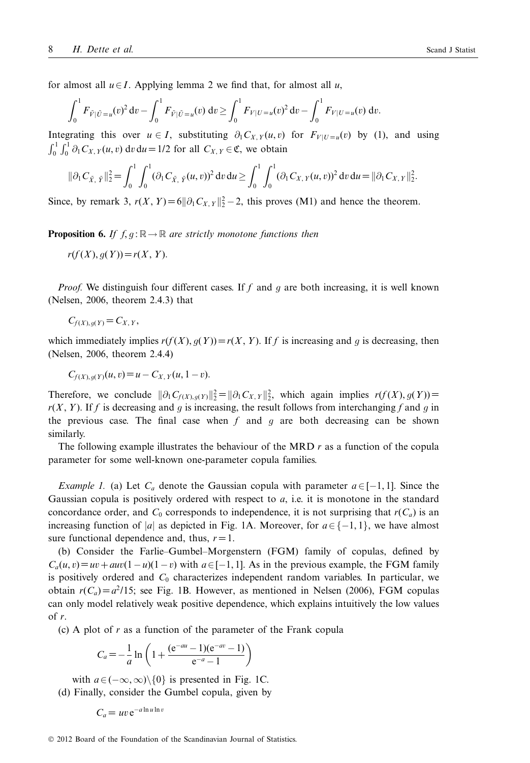for almost all $u \in I$. Applying lemma 2 we find that, for almost all $u$,

$$\int_0^1 F_{\tilde{V}|\tilde{U}=u}(v)^2 \,\mathrm{d}v - \int_0^1 F_{\tilde{V}|\tilde{U}=u}(v) \,\mathrm{d}v \geq \int_0^1 F_{V|U=u}(v)^2 \,\mathrm{d}v - \int_0^1 F_{V|U=u}(v) \,\mathrm{d}v.$$

Integrating this over $u \in I$, substituting $\partial_1 C_{X,Y}(u,v)$ for $F_{V|U=u}(v)$ by (1), and using $\int_0^1 \int_0^1 \partial_1 C_{X,Y}(u,v) \,\mathrm{d}v \,\mathrm{d}u = 1/2$ for all $C_{X,Y} \in \mathfrak{C}$, we obtain

$$\|\partial_1 C_{\tilde{X},\tilde{Y}}\|_2^2 = \int_0^1 \int_0^1 (\partial_1 C_{\tilde{X},\tilde{Y}}(u,v))^2 \,\mathrm{d}v \,\mathrm{d}u \geq \int_0^1 \int_0^1 (\partial_1 C_{X,Y}(u,v))^2 \,\mathrm{d}v \,\mathrm{d}u = \|\partial_1 C_{X,Y}\|_2^2.$$

Since, by remark 3, $r(X,Y) = 6\|\partial_1 C_{X,Y}\|_2^2 - 2$, this proves (M1) and hence the theorem.

**Proposition 6.** *If $f, g: \mathbb{R} \to \mathbb{R}$ are strictly monotone functions then*

$$r(f(X), g(Y)) = r(X, Y).$$

*Proof.* We distinguish four different cases. If $f$ and $g$ are both increasing, it is well known (Nelsen, 2006, theorem 2.4.3) that

$$C_{f(X),g(Y)} = C_{X,Y},$$

which immediately implies $r(f(X), g(Y)) = r(X, Y)$. If $f$ is increasing and $g$ is decreasing, then (Nelsen, 2006, theorem 2.4.4)

$$C_{f(X),g(Y)}(u,v) = u - C_{X,Y}(u, 1-v).$$

Therefore, we conclude $\|\partial_1 C_{f(X),g(Y)}\|_2^2 = \|\partial_1 C_{X,Y}\|_2^2$, which again implies $r(f(X), g(Y)) = r(X, Y)$. If $f$ is decreasing and $g$ is increasing, the result follows from interchanging $f$ and $g$ in the previous case. The final case when $f$ and $g$ are both decreasing can be shown similarly.

The following example illustrates the behaviour of the MRD $r$ as a function of the copula parameter for some well-known one-parameter copula families.

*Example 1.* (a) Let $C_a$ denote the Gaussian copula with parameter $a \in [-1, 1]$. Since the Gaussian copula is positively ordered with respect to $a$, i.e. it is monotone in the standard concordance order, and $C_0$ corresponds to independence, it is not surprising that $r(C_a)$ is an increasing function of $|a|$ as depicted in Fig. 1A. Moreover, for $a \in \{-1, 1\}$, we have almost sure functional dependence and, thus, $r = 1$.

(b) Consider the Farlie–Gumbel–Morgenstern (FGM) family of copulas, defined by $C_a(u,v) = uv + auv(1-u)(1-v)$ with $a \in [-1, 1]$. As in the previous example, the FGM family is positively ordered and $C_0$ characterizes independent random variables. In particular, we obtain $r(C_a) = a^2/15$; see Fig. 1B. However, as mentioned in Nelsen (2006), FGM copulas can only model relatively weak positive dependence, which explains intuitively the low values of $r$.

(c) A plot of $r$ as a function of the parameter of the Frank copula

$$C_a = -\frac{1}{a} \ln\left(1 + \frac{(\mathrm{e}^{-au} - 1)(\mathrm{e}^{-av} - 1)}{\mathrm{e}^{-a} - 1}\right)$$

with $a \in (-\infty, \infty) \setminus \{0\}$ is presented in Fig. 1C.

(d) Finally, consider the Gumbel copula, given by

$$C_a = uv\,\mathrm{e}^{-a \ln u \ln v}$$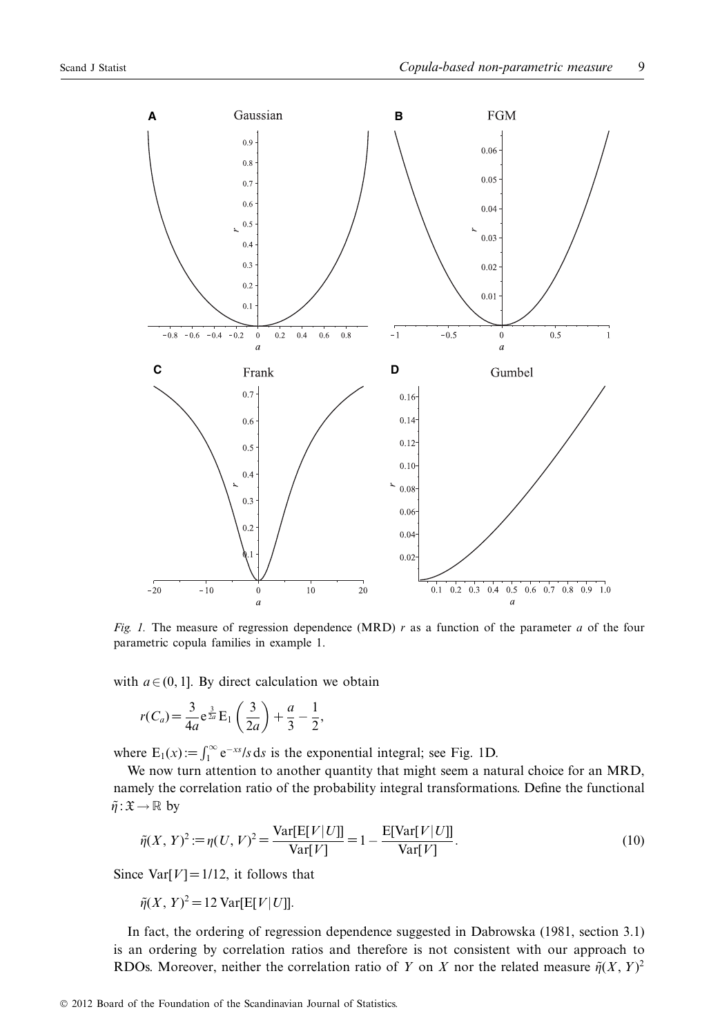*Fig. 1.* The measure of regression dependence (MRD) $r$ as a function of the parameter $a$ of the four parametric copula families in example 1.

with $a \in (0, 1]$. By direct calculation we obtain

$$r(C_a) = \frac{3}{4a} e^{\frac{3}{2a}} E_1\left(\frac{3}{2a}\right) + \frac{a}{3} - \frac{1}{2},$$

where $E_1(x) := \int_1^\infty e^{-xs}/s \, ds$ is the exponential integral; see Fig. 1D.

We now turn attention to another quantity that might seem a natural choice for an MRD, namely the correlation ratio of the probability integral transformations. Define the functional $\tilde{\eta} : \mathfrak{X} \to \mathbb{R}$ by

$$\tilde{\eta}(X, Y)^2 := \eta(U, V)^2 = \frac{\mathrm{Var}[\mathrm{E}[V|U]]}{\mathrm{Var}[V]} = 1 - \frac{\mathrm{E}[\mathrm{Var}[V|U]]}{\mathrm{Var}[V]}. \tag{10}$$

Since $\mathrm{Var}[V] = 1/12$, it follows that

$$\tilde{\eta}(X, Y)^2 = 12\, \mathrm{Var}[\mathrm{E}[V|U]].$$

In fact, the ordering of regression dependence suggested in Dabrowska (1981, section 3.1) is an ordering by correlation ratios and therefore is not consistent with our approach to RDOs. Moreover, neither the correlation ratio of $Y$ on $X$ nor the related measure $\tilde{\eta}(X, Y)^2$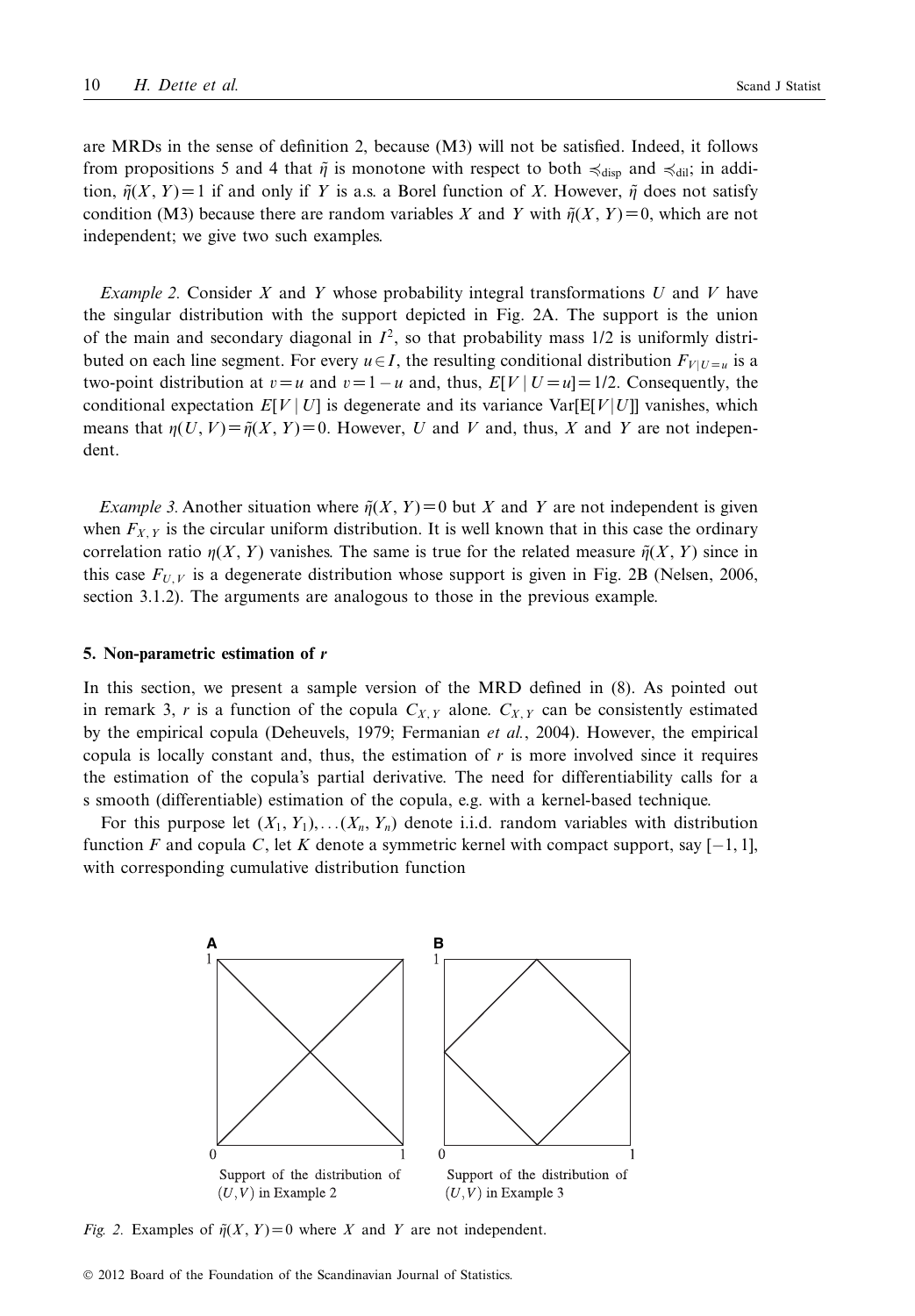are MRDs in the sense of definition 2, because (M3) will not be satisfied. Indeed, it follows from propositions 5 and 4 that $\tilde{\eta}$ is monotone with respect to both $\preccurlyeq_{\text{disp}}$ and $\preccurlyeq_{\text{dil}}$; in addition, $\tilde{\eta}(X, Y)=1$ if and only if $Y$ is a.s. a Borel function of $X$. However, $\tilde{\eta}$ does not satisfy condition (M3) because there are random variables $X$ and $Y$ with $\tilde{\eta}(X, Y)=0$, which are not independent; we give two such examples.

*Example 2.* Consider $X$ and $Y$ whose probability integral transformations $U$ and $V$ have the singular distribution with the support depicted in Fig. 2A. The support is the union of the main and secondary diagonal in $I^2$, so that probability mass 1/2 is uniformly distributed on each line segment. For every $u \in I$, the resulting conditional distribution $F_{V|U=u}$ is a two-point distribution at $v=u$ and $v=1-u$ and, thus, $E[V \mid U=u]=1/2$. Consequently, the conditional expectation $E[V \mid U]$ is degenerate and its variance $\text{Var}[E[V|U]]$ vanishes, which means that $\eta(U, V)=\tilde{\eta}(X, Y)=0$. However, $U$ and $V$ and, thus, $X$ and $Y$ are not independent.

*Example 3.* Another situation where $\tilde{\eta}(X, Y)=0$ but $X$ and $Y$ are not independent is given when $F_{X,Y}$ is the circular uniform distribution. It is well known that in this case the ordinary correlation ratio $\eta(X, Y)$ vanishes. The same is true for the related measure $\tilde{\eta}(X, Y)$ since in this case $F_{U,V}$ is a degenerate distribution whose support is given in Fig. 2B (Nelsen, 2006, section 3.1.2). The arguments are analogous to those in the previous example.

## 5. Non-parametric estimation of *r*

In this section, we present a sample version of the MRD defined in (8). As pointed out in remark 3, $r$ is a function of the copula $C_{X,Y}$ alone. $C_{X,Y}$ can be consistently estimated by the empirical copula (Deheuvels, 1979; Fermanian *et al.*, 2004). However, the empirical copula is locally constant and, thus, the estimation of $r$ is more involved since it requires the estimation of the copula's partial derivative. The need for differentiability calls for a s smooth (differentiable) estimation of the copula, e.g. with a kernel-based technique.

For this purpose let $(X_1, Y_1), \ldots (X_n, Y_n)$ denote i.i.d. random variables with distribution function $F$ and copula $C$, let $K$ denote a symmetric kernel with compact support, say $[-1, 1]$, with corresponding cumulative distribution function

A: Support of the distribution of $(U,V)$ in Example 2

B: Support of the distribution of $(U,V)$ in Example 3

*Fig. 2.* Examples of $\tilde{\eta}(X, Y)=0$ where $X$ and $Y$ are not independent.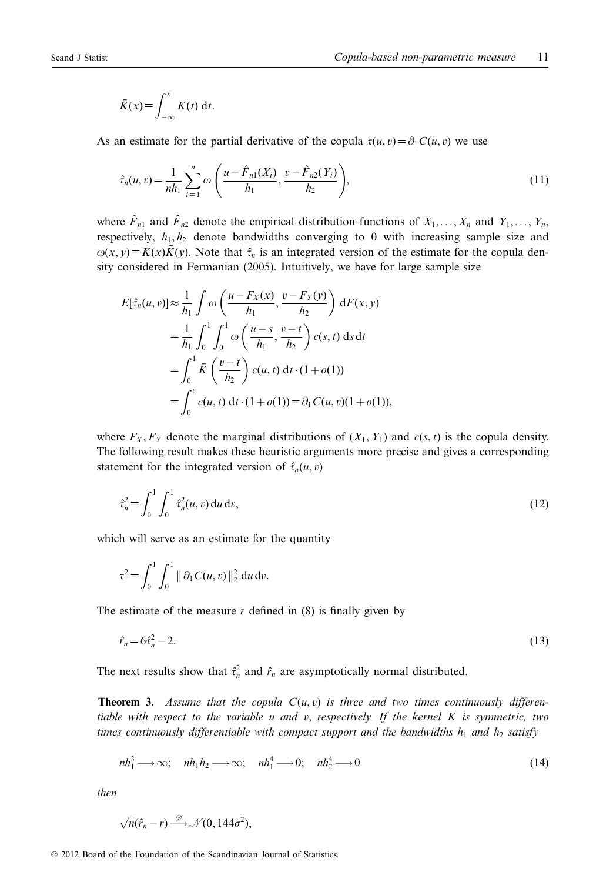$$\bar{K}(x) = \int_{-\infty}^{x} K(t)\,\mathrm{d}t.$$

As an estimate for the partial derivative of the copula $\tau(u, v) = \partial_1 C(u, v)$ we use

$$\hat{\tau}_n(u, v) = \frac{1}{nh_1} \sum_{i=1}^{n} \omega\left(\frac{u - \hat{F}_{n1}(X_i)}{h_1}, \frac{v - \hat{F}_{n2}(Y_i)}{h_2}\right), \tag{11}$$

where $\hat{F}_{n1}$ and $\hat{F}_{n2}$ denote the empirical distribution functions of $X_1, \ldots, X_n$ and $Y_1, \ldots, Y_n$, respectively, $h_1, h_2$ denote bandwidths converging to 0 with increasing sample size and $\omega(x, y) = K(x)\bar{K}(y)$. Note that $\hat{\tau}_n$ is an integrated version of the estimate for the copula density considered in Fermanian (2005). Intuitively, we have for large sample size

$$\begin{aligned}
E[\hat{\tau}_n(u, v)] &\approx \frac{1}{h_1} \int \omega\left(\frac{u - F_X(x)}{h_1}, \frac{v - F_Y(y)}{h_2}\right) \mathrm{d}F(x, y) \\
&= \frac{1}{h_1} \int_0^1 \int_0^1 \omega\left(\frac{u - s}{h_1}, \frac{v - t}{h_2}\right) c(s, t)\,\mathrm{d}s\,\mathrm{d}t \\
&= \int_0^1 \bar{K}\left(\frac{v - t}{h_2}\right) c(u, t)\,\mathrm{d}t \cdot (1 + o(1)) \\
&= \int_0^v c(u, t)\,\mathrm{d}t \cdot (1 + o(1)) = \partial_1 C(u, v)(1 + o(1)),
\end{aligned}$$

where $F_X, F_Y$ denote the marginal distributions of $(X_1, Y_1)$ and $c(s, t)$ is the copula density. The following result makes these heuristic arguments more precise and gives a corresponding statement for the integrated version of $\hat{\tau}_n(u, v)$

$$\hat{\tau}_n^2 = \int_0^1 \int_0^1 \hat{\tau}_n^2(u, v)\,\mathrm{d}u\,\mathrm{d}v, \tag{12}$$

which will serve as an estimate for the quantity

$$\tau^2 = \int_0^1 \int_0^1 \|\,\partial_1 C(u, v)\,\|_2^2\,\mathrm{d}u\,\mathrm{d}v.$$

The estimate of the measure $r$ defined in (8) is finally given by

$$\hat{r}_n = 6\hat{\tau}_n^2 - 2. \tag{13}$$

The next results show that $\hat{\tau}_n^2$ and $\hat{r}_n$ are asymptotically normal distributed.

**Theorem 3.** *Assume that the copula $C(u, v)$ is three and two times continuously differentiable with respect to the variable $u$ and $v$, respectively. If the kernel $K$ is symmetric, two times continuously differentiable with compact support and the bandwidths $h_1$ and $h_2$ satisfy*

$$nh_1^3 \longrightarrow \infty; \quad nh_1h_2 \longrightarrow \infty; \quad nh_1^4 \longrightarrow 0; \quad nh_2^4 \longrightarrow 0 \tag{14}$$

*then*

$$\sqrt{n}(\hat{r}_n - r) \xrightarrow{\mathscr{D}} \mathcal{N}(0, 144\sigma^2),$$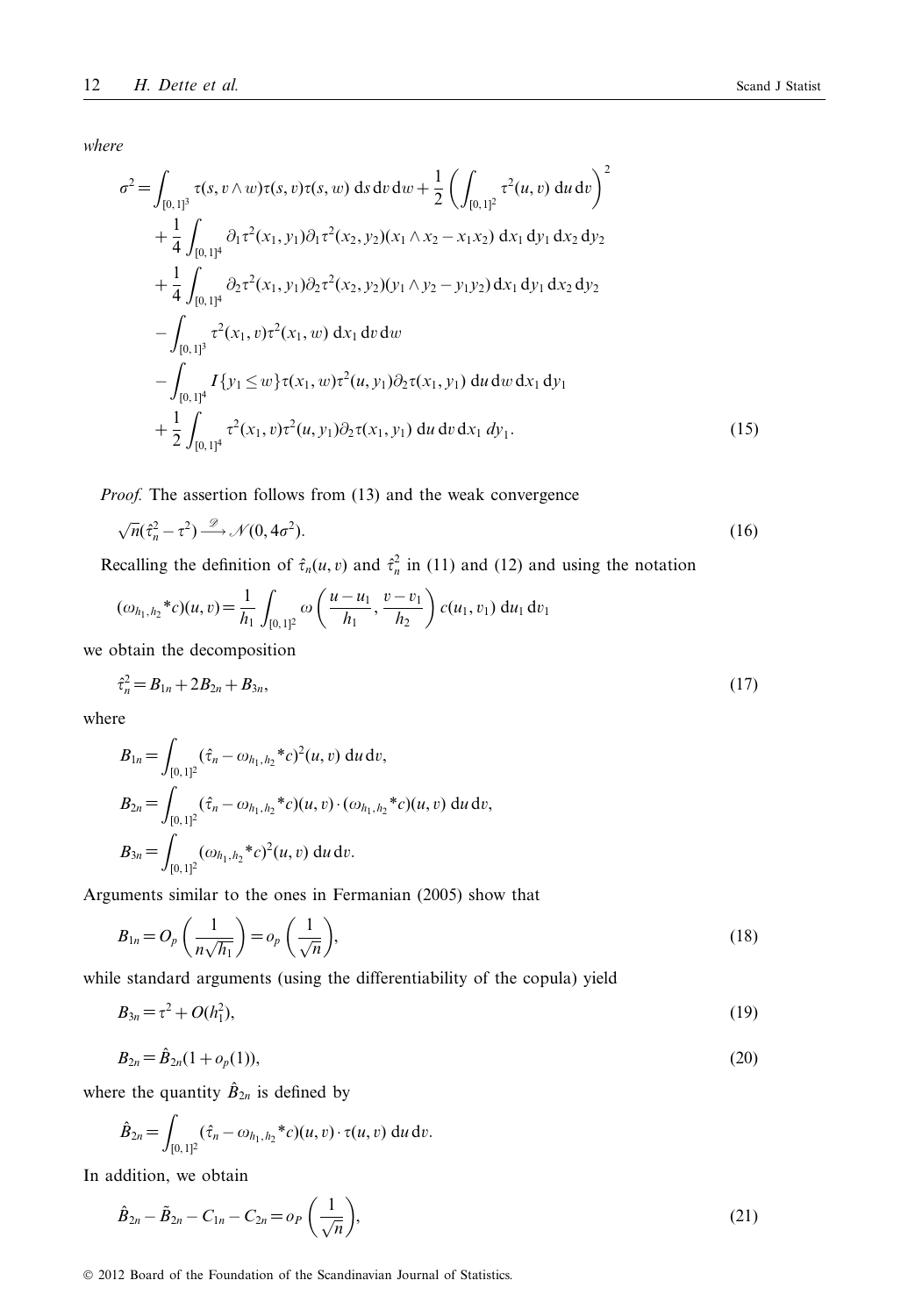*where*

$$
\begin{aligned}
\sigma^2 = & \int_{[0,1]^3} \tau(s, v \wedge w)\tau(s, v)\tau(s, w)\, \mathrm{d}s\, \mathrm{d}v\, \mathrm{d}w + \frac{1}{2}\left(\int_{[0,1]^2} \tau^2(u, v)\, \mathrm{d}u\, \mathrm{d}v\right)^2 \\
& + \frac{1}{4}\int_{[0,1]^4} \partial_1\tau^2(x_1, y_1)\partial_1\tau^2(x_2, y_2)(x_1 \wedge x_2 - x_1 x_2)\, \mathrm{d}x_1\, \mathrm{d}y_1\, \mathrm{d}x_2\, \mathrm{d}y_2 \\
& + \frac{1}{4}\int_{[0,1]^4} \partial_2\tau^2(x_1, y_1)\partial_2\tau^2(x_2, y_2)(y_1 \wedge y_2 - y_1 y_2)\, \mathrm{d}x_1\, \mathrm{d}y_1\, \mathrm{d}x_2\, \mathrm{d}y_2 \\
& - \int_{[0,1]^3} \tau^2(x_1, v)\tau^2(x_1, w)\, \mathrm{d}x_1\, \mathrm{d}v\, \mathrm{d}w \\
& - \int_{[0,1]^4} I\{y_1 \le w\}\tau(x_1, w)\tau^2(u, y_1)\partial_2\tau(x_1, y_1)\, \mathrm{d}u\, \mathrm{d}w\, \mathrm{d}x_1\, \mathrm{d}y_1 \\
& + \frac{1}{2}\int_{[0,1]^4} \tau^2(x_1, v)\tau^2(u, y_1)\partial_2\tau(x_1, y_1)\, \mathrm{d}u\, \mathrm{d}v\, \mathrm{d}x_1\, dy_1.
\end{aligned} \tag{15}
$$

*Proof.* The assertion follows from (13) and the weak convergence

$$
\sqrt{n}(\hat{\tau}_n^2 - \tau^2) \xrightarrow{\mathscr{D}} \mathscr{N}(0, 4\sigma^2). \tag{16}
$$

Recalling the definition of $\hat{\tau}_n(u, v)$ and $\hat{\tau}_n^2$ in (11) and (12) and using the notation

$$
(\omega_{h_1,h_2} * c)(u, v) = \frac{1}{h_1}\int_{[0,1]^2} \omega\left(\frac{u - u_1}{h_1}, \frac{v - v_1}{h_2}\right) c(u_1, v_1)\, \mathrm{d}u_1\, \mathrm{d}v_1
$$

we obtain the decomposition

$$
\hat{\tau}_n^2 = B_{1n} + 2B_{2n} + B_{3n}, \tag{17}
$$

where

$$
\begin{aligned}
B_{1n} &= \int_{[0,1]^2} (\hat{\tau}_n - \omega_{h_1,h_2} * c)^2(u, v)\, \mathrm{d}u\, \mathrm{d}v, \\
B_{2n} &= \int_{[0,1]^2} (\hat{\tau}_n - \omega_{h_1,h_2} * c)(u, v) \cdot (\omega_{h_1,h_2} * c)(u, v)\, \mathrm{d}u\, \mathrm{d}v, \\
B_{3n} &= \int_{[0,1]^2} (\omega_{h_1,h_2} * c)^2(u, v)\, \mathrm{d}u\, \mathrm{d}v.
\end{aligned}
$$

Arguments similar to the ones in Fermanian (2005) show that

$$
B_{1n} = O_p\left(\frac{1}{n\sqrt{h_1}}\right) = o_p\left(\frac{1}{\sqrt{n}}\right), \tag{18}
$$

while standard arguments (using the differentiability of the copula) yield

$$
B_{3n} = \tau^2 + O(h_1^2), \tag{19}
$$

$$
B_{2n} = \hat{B}_{2n}(1 + o_p(1)), \tag{20}
$$

where the quantity $\hat{B}_{2n}$ is defined by

$$
\hat{B}_{2n} = \int_{[0,1]^2} (\hat{\tau}_n - \omega_{h_1,h_2} * c)(u, v) \cdot \tau(u, v)\, \mathrm{d}u\, \mathrm{d}v.
$$

In addition, we obtain

$$
\hat{B}_{2n} - \tilde{B}_{2n} - C_{1n} - C_{2n} = o_P\left(\frac{1}{\sqrt{n}}\right), \tag{21}
$$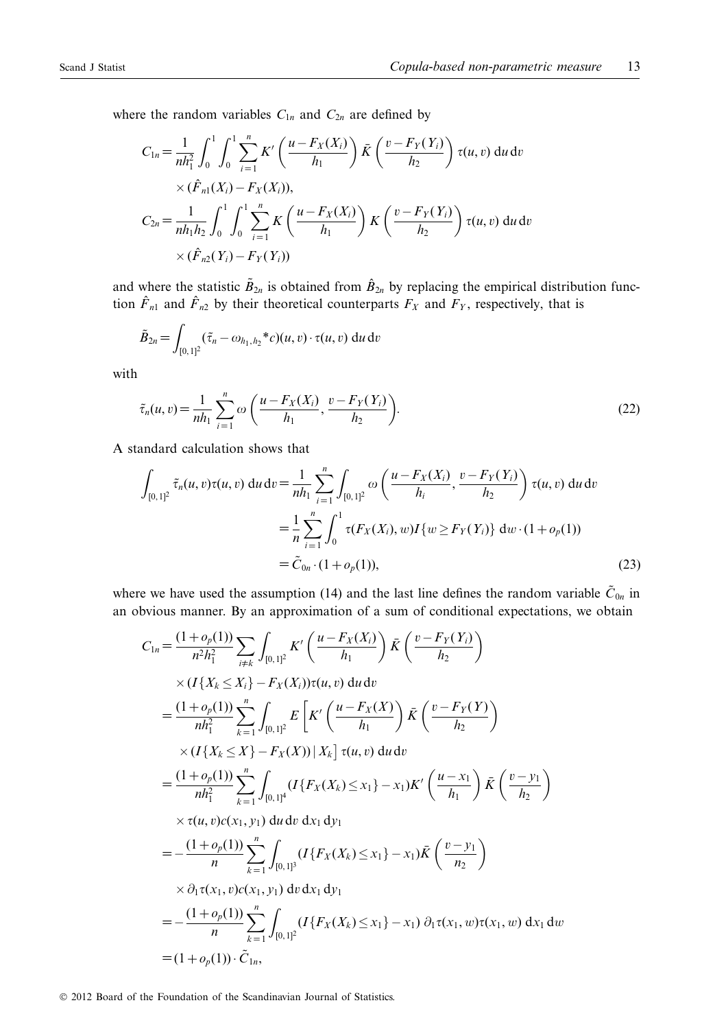where the random variables $C_{1n}$ and $C_{2n}$ are defined by

$$
\begin{aligned}
C_{1n} &= \frac{1}{nh_1^2} \int_0^1 \int_0^1 \sum_{i=1}^n K'\left(\frac{u - F_X(X_i)}{h_1}\right) \bar{K}\left(\frac{v - F_Y(Y_i)}{h_2}\right) \tau(u, v)\,\mathrm{d}u\,\mathrm{d}v \\
&\quad \times (\hat{F}_{n1}(X_i) - F_X(X_i)), \\
C_{2n} &= \frac{1}{nh_1 h_2} \int_0^1 \int_0^1 \sum_{i=1}^n K\left(\frac{u - F_X(X_i)}{h_1}\right) K\left(\frac{v - F_Y(Y_i)}{h_2}\right) \tau(u, v)\,\mathrm{d}u\,\mathrm{d}v \\
&\quad \times (\hat{F}_{n2}(Y_i) - F_Y(Y_i))
\end{aligned}
$$

and where the statistic $\tilde{B}_{2n}$ is obtained from $\hat{B}_{2n}$ by replacing the empirical distribution function $\hat{F}_{n1}$ and $\hat{F}_{n2}$ by their theoretical counterparts $F_X$ and $F_Y$, respectively, that is

$$
\tilde{B}_{2n} = \int_{[0,1]^2} (\tilde{\tau}_n - \omega_{h_1,h_2} * c)(u, v) \cdot \tau(u, v)\,\mathrm{d}u\,\mathrm{d}v
$$

with

$$
\tilde{\tau}_n(u, v) = \frac{1}{nh_1} \sum_{i=1}^n \omega\left(\frac{u - F_X(X_i)}{h_1}, \frac{v - F_Y(Y_i)}{h_2}\right). \tag{22}
$$

A standard calculation shows that

$$
\begin{aligned}
\int_{[0,1]^2} \tilde{\tau}_n(u, v)\tau(u, v)\,\mathrm{d}u\,\mathrm{d}v &= \frac{1}{nh_1} \sum_{i=1}^n \int_{[0,1]^2} \omega\left(\frac{u - F_X(X_i)}{h_i}, \frac{v - F_Y(Y_i)}{h_2}\right) \tau(u, v)\,\mathrm{d}u\,\mathrm{d}v \\
&= \frac{1}{n} \sum_{i=1}^n \int_0^1 \tau(F_X(X_i), w) I\{w \geq F_Y(Y_i)\}\,\mathrm{d}w \cdot (1 + o_p(1)) \\
&= \tilde{C}_{0n} \cdot (1 + o_p(1)),
\end{aligned} \tag{23}
$$

where we have used the assumption (14) and the last line defines the random variable $\tilde{C}_{0n}$ in an obvious manner. By an approximation of a sum of conditional expectations, we obtain

$$
\begin{aligned}
C_{1n} &= \frac{(1 + o_p(1))}{n^2 h_1^2} \sum_{i \neq k} \int_{[0,1]^2} K'\left(\frac{u - F_X(X_i)}{h_1}\right) \bar{K}\left(\frac{v - F_Y(Y_i)}{h_2}\right) \\
&\quad \times (I\{X_k \leq X_i\} - F_X(X_i))\tau(u, v)\,\mathrm{d}u\,\mathrm{d}v \\
&= \frac{(1 + o_p(1))}{nh_1^2} \sum_{k=1}^n \int_{[0,1]^2} E\left[K'\left(\frac{u - F_X(X)}{h_1}\right) \bar{K}\left(\frac{v - F_Y(Y)}{h_2}\right)\right. \\
&\quad \left. \times (I\{X_k \leq X\} - F_X(X)) \,\middle|\, X_k\right] \tau(u, v)\,\mathrm{d}u\,\mathrm{d}v \\
&= \frac{(1 + o_p(1))}{nh_1^2} \sum_{k=1}^n \int_{[0,1]^4} (I\{F_X(X_k) \leq x_1\} - x_1) K'\left(\frac{u - x_1}{h_1}\right) \bar{K}\left(\frac{v - y_1}{h_2}\right) \\
&\quad \times \tau(u, v) c(x_1, y_1)\,\mathrm{d}u\,\mathrm{d}v\,\mathrm{d}x_1\,\mathrm{d}y_1 \\
&= -\frac{(1 + o_p(1))}{n} \sum_{k=1}^n \int_{[0,1]^3} (I\{F_X(X_k) \leq x_1\} - x_1) \bar{K}\left(\frac{v - y_1}{n_2}\right) \\
&\quad \times \partial_1 \tau(x_1, v) c(x_1, y_1)\,\mathrm{d}v\,\mathrm{d}x_1\,\mathrm{d}y_1 \\
&= -\frac{(1 + o_p(1))}{n} \sum_{k=1}^n \int_{[0,1]^2} (I\{F_X(X_k) \leq x_1\} - x_1)\, \partial_1 \tau(x_1, w) \tau(x_1, w)\,\mathrm{d}x_1\,\mathrm{d}w \\
&= (1 + o_p(1)) \cdot \tilde{C}_{1n},
\end{aligned}
$$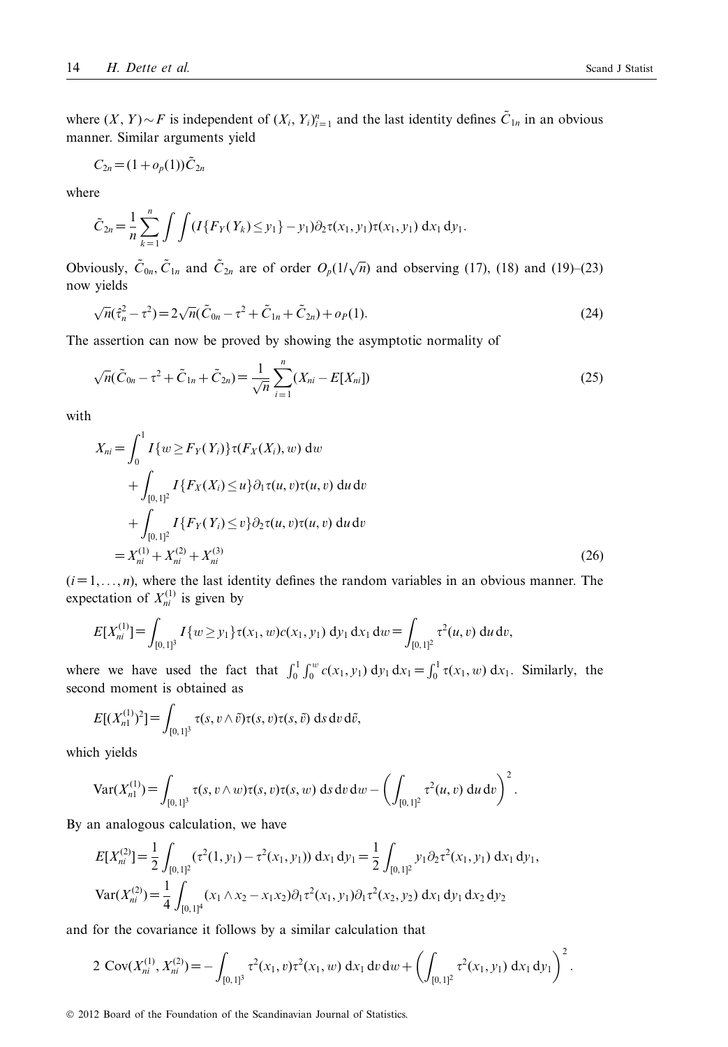where $(X, Y) \sim F$ is independent of $(X_i, Y_i)_{i=1}^n$ and the last identity defines $\tilde{C}_{1n}$ in an obvious manner. Similar arguments yield

$$C_{2n} = (1 + o_p(1))\tilde{C}_{2n}$$

where

$$\tilde{C}_{2n} = \frac{1}{n}\sum_{k=1}^{n} \int\int (I\{F_Y(Y_k) \le y_1\} - y_1)\partial_2\tau(x_1, y_1)\tau(x_1, y_1)\, \mathrm{d}x_1\, \mathrm{d}y_1.$$

Obviously, $\tilde{C}_{0n}$, $\tilde{C}_{1n}$ and $\tilde{C}_{2n}$ are of order $O_p(1/\sqrt{n})$ and observing (17), (18) and (19)–(23) now yields

$$\sqrt{n}(\hat{\tau}_n^2 - \tau^2) = 2\sqrt{n}(\tilde{C}_{0n} - \tau^2 + \tilde{C}_{1n} + \tilde{C}_{2n}) + o_P(1). \tag{24}$$

The assertion can now be proved by showing the asymptotic normality of

$$\sqrt{n}(\tilde{C}_{0n} - \tau^2 + \tilde{C}_{1n} + \tilde{C}_{2n}) = \frac{1}{\sqrt{n}}\sum_{i=1}^{n}(X_{ni} - E[X_{ni}]) \tag{25}$$

with

$$\begin{aligned}
X_{ni} &= \int_0^1 I\{w \ge F_Y(Y_i)\}\tau(F_X(X_i), w)\, \mathrm{d}w \\
&\quad + \int_{[0,1]^2} I\{F_X(X_i) \le u\}\partial_1\tau(u, v)\tau(u, v)\, \mathrm{d}u\, \mathrm{d}v \\
&\quad + \int_{[0,1]^2} I\{F_Y(Y_i) \le v\}\partial_2\tau(u, v)\tau(u, v)\, \mathrm{d}u\, \mathrm{d}v \\
&= X_{ni}^{(1)} + X_{ni}^{(2)} + X_{ni}^{(3)}
\end{aligned} \tag{26}$$

$(i = 1, \ldots, n)$, where the last identity defines the random variables in an obvious manner. The expectation of $X_{ni}^{(1)}$ is given by

$$E[X_{ni}^{(1)}] = \int_{[0,1]^3} I\{w \ge y_1\}\tau(x_1, w)c(x_1, y_1)\, \mathrm{d}y_1\, \mathrm{d}x_1\, \mathrm{d}w = \int_{[0,1]^2} \tau^2(u, v)\, \mathrm{d}u\, \mathrm{d}v,$$

where we have used the fact that $\int_0^1 \int_0^w c(x_1, y_1)\, \mathrm{d}y_1\, \mathrm{d}x_1 = \int_0^1 \tau(x_1, w)\, \mathrm{d}x_1$. Similarly, the second moment is obtained as

$$E[(X_{n1}^{(1)})^2] = \int_{[0,1]^3} \tau(s, v \wedge \tilde{v})\tau(s, v)\tau(s, \tilde{v})\, \mathrm{d}s\, \mathrm{d}v\, \mathrm{d}\tilde{v},$$

which yields

$$\mathrm{Var}(X_{n1}^{(1)}) = \int_{[0,1]^3} \tau(s, v \wedge w)\tau(s, v)\tau(s, w)\, \mathrm{d}s\, \mathrm{d}v\, \mathrm{d}w - \left(\int_{[0,1]^2} \tau^2(u, v)\, \mathrm{d}u\, \mathrm{d}v\right)^2.$$

By an analogous calculation, we have

$$E[X_{ni}^{(2)}] = \frac{1}{2}\int_{[0,1]^2} (\tau^2(1, y_1) - \tau^2(x_1, y_1))\, \mathrm{d}x_1\, \mathrm{d}y_1 = \frac{1}{2}\int_{[0,1]^2} y_1\partial_2\tau^2(x_1, y_1)\, \mathrm{d}x_1\, \mathrm{d}y_1,$$

$$\mathrm{Var}(X_{ni}^{(2)}) = \frac{1}{4}\int_{[0,1]^4} (x_1 \wedge x_2 - x_1x_2)\partial_1\tau^2(x_1, y_1)\partial_1\tau^2(x_2, y_2)\, \mathrm{d}x_1\, \mathrm{d}y_1\, \mathrm{d}x_2\, \mathrm{d}y_2$$

and for the covariance it follows by a similar calculation that

$$2\ \mathrm{Cov}(X_{ni}^{(1)}, X_{ni}^{(2)}) = -\int_{[0,1]^3} \tau^2(x_1, v)\tau^2(x_1, w)\, \mathrm{d}x_1\, \mathrm{d}v\, \mathrm{d}w + \left(\int_{[0,1]^2} \tau^2(x_1, y_1)\, \mathrm{d}x_1\, \mathrm{d}y_1\right)^2.$$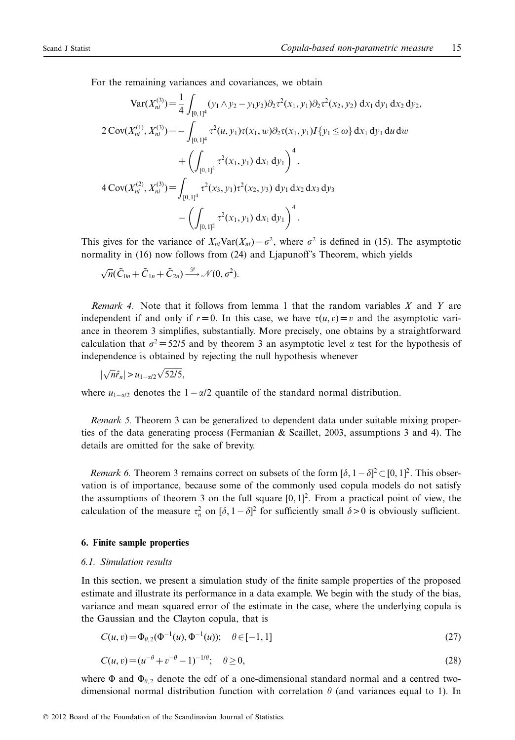For the remaining variances and covariances, we obtain

$$\operatorname{Var}(X_{ni}^{(3)}) = \frac{1}{4} \int_{[0,1]^4} (y_1 \wedge y_2 - y_1 y_2) \partial_2 \tau^2(x_1, y_1) \partial_2 \tau^2(x_2, y_2) \, \mathrm{d}x_1 \, \mathrm{d}y_1 \, \mathrm{d}x_2 \, \mathrm{d}y_2,$$

$$2 \operatorname{Cov}(X_{ni}^{(1)}, X_{ni}^{(3)}) = -\int_{[0,1]^4} \tau^2(u, y_1) \tau(x_1, w) \partial_2 \tau(x_1, y_1) I\{y_1 \leq \omega\} \, \mathrm{d}x_1 \, \mathrm{d}y_1 \, \mathrm{d}u \, \mathrm{d}w + \left( \int_{[0,1]^2} \tau^2(x_1, y_1) \, \mathrm{d}x_1 \, \mathrm{d}y_1 \right)^4,$$

$$4 \operatorname{Cov}(X_{ni}^{(2)}, X_{ni}^{(3)}) = \int_{[0,1]^4} \tau^2(x_3, y_1) \tau^2(x_2, y_3) \, \mathrm{d}y_1 \, \mathrm{d}x_2 \, \mathrm{d}x_3 \, \mathrm{d}y_3 - \left( \int_{[0,1]^2} \tau^2(x_1, y_1) \, \mathrm{d}x_1 \, \mathrm{d}y_1 \right)^4.$$

This gives for the variance of $X_{ni} \operatorname{Var}(X_{ni}) = \sigma^2$, where $\sigma^2$ is defined in (15). The asymptotic normality in (16) now follows from (24) and Ljapunoff's Theorem, which yields

$$\sqrt{n}(\tilde{C}_{0n} + \tilde{C}_{1n} + \tilde{C}_{2n}) \xrightarrow{\mathscr{D}} \mathcal{N}(0, \sigma^2).$$

*Remark 4.* Note that it follows from lemma 1 that the random variables $X$ and $Y$ are independent if and only if $r = 0$. In this case, we have $\tau(u, v) = v$ and the asymptotic variance in theorem 3 simplifies, substantially. More precisely, one obtains by a straightforward calculation that $\sigma^2 = 52/5$ and by theorem 3 an asymptotic level $\alpha$ test for the hypothesis of independence is obtained by rejecting the null hypothesis whenever

$$|\sqrt{n}\hat{r}_n| > u_{1-\alpha/2}\sqrt{52/5},$$

where $u_{1-\alpha/2}$ denotes the $1 - \alpha/2$ quantile of the standard normal distribution.

*Remark 5.* Theorem 3 can be generalized to dependent data under suitable mixing properties of the data generating process (Fermanian & Scaillet, 2003, assumptions 3 and 4). The details are omitted for the sake of brevity.

*Remark 6.* Theorem 3 remains correct on subsets of the form $[\delta, 1-\delta]^2 \subset [0, 1]^2$. This observation is of importance, because some of the commonly used copula models do not satisfy the assumptions of theorem 3 on the full square $[0, 1]^2$. From a practical point of view, the calculation of the measure $\tau_n^2$ on $[\delta, 1-\delta]^2$ for sufficiently small $\delta > 0$ is obviously sufficient.

## 6. Finite sample properties

### 6.1. Simulation results

In this section, we present a simulation study of the finite sample properties of the proposed estimate and illustrate its performance in a data example. We begin with the study of the bias, variance and mean squared error of the estimate in the case, where the underlying copula is the Gaussian and the Clayton copula, that is

$$C(u, v) = \Phi_{\theta,2}(\Phi^{-1}(u), \Phi^{-1}(u)); \quad \theta \in [-1, 1] \tag{27}$$

$$C(u, v) = (u^{-\theta} + v^{-\theta} - 1)^{-1/\theta}; \quad \theta \geq 0, \tag{28}$$

where $\Phi$ and $\Phi_{\theta,2}$ denote the cdf of a one-dimensional standard normal and a centred two-dimensional normal distribution function with correlation $\theta$ (and variances equal to 1). In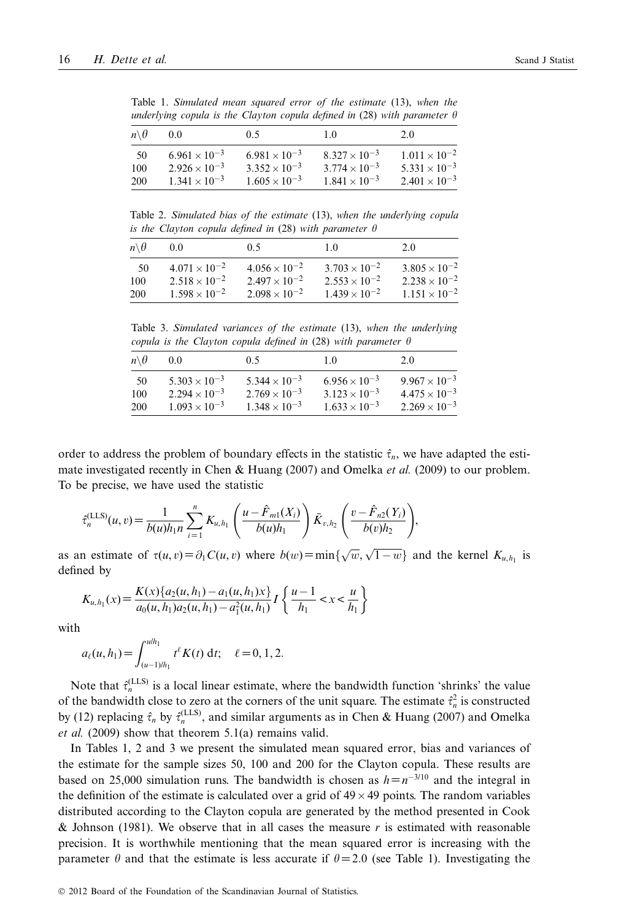Table 1. *Simulated mean squared error of the estimate* (13), *when the underlying copula is the Clayton copula defined in* (28) *with parameter* $\theta$

| $n\backslash\theta$ | 0.0 | 0.5 | 1.0 | 2.0 |
|---|---|---|---|---|
| 50 | $6.961\times10^{-3}$ | $6.981\times10^{-3}$ | $8.327\times10^{-3}$ | $1.011\times10^{-2}$ |
| 100 | $2.926\times10^{-3}$ | $3.352\times10^{-3}$ | $3.774\times10^{-3}$ | $5.331\times10^{-3}$ |
| 200 | $1.341\times10^{-3}$ | $1.605\times10^{-3}$ | $1.841\times10^{-3}$ | $2.401\times10^{-3}$ |

Table 2. *Simulated bias of the estimate* (13), *when the underlying copula is the Clayton copula defined in* (28) *with parameter* $\theta$

| $n\backslash\theta$ | 0.0 | 0.5 | 1.0 | 2.0 |
|---|---|---|---|---|
| 50 | $4.071\times10^{-2}$ | $4.056\times10^{-2}$ | $3.703\times10^{-2}$ | $3.805\times10^{-2}$ |
| 100 | $2.518\times10^{-2}$ | $2.497\times10^{-2}$ | $2.553\times10^{-2}$ | $2.238\times10^{-2}$ |
| 200 | $1.598\times10^{-2}$ | $2.098\times10^{-2}$ | $1.439\times10^{-2}$ | $1.151\times10^{-2}$ |

Table 3. *Simulated variances of the estimate* (13), *when the underlying copula is the Clayton copula defined in* (28) *with parameter* $\theta$

| $n\backslash\theta$ | 0.0 | 0.5 | 1.0 | 2.0 |
|---|---|---|---|---|
| 50 | $5.303\times10^{-3}$ | $5.344\times10^{-3}$ | $6.956\times10^{-3}$ | $9.967\times10^{-3}$ |
| 100 | $2.294\times10^{-3}$ | $2.769\times10^{-3}$ | $3.123\times10^{-3}$ | $4.475\times10^{-3}$ |
| 200 | $1.093\times10^{-3}$ | $1.348\times10^{-3}$ | $1.633\times10^{-3}$ | $2.269\times10^{-3}$ |

order to address the problem of boundary effects in the statistic $\hat{\tau}_n$, we have adapted the estimate investigated recently in Chen & Huang (2007) and Omelka *et al.* (2009) to our problem. To be precise, we have used the statistic

$$\hat{\tau}_n^{(\mathrm{LLS})}(u,v)=\frac{1}{b(u)h_1 n}\sum_{i=1}^{n}K_{u,h_1}\left(\frac{u-\hat{F}_{m1}(X_i)}{b(u)h_1}\right)\bar{K}_{v,h_2}\left(\frac{v-\hat{F}_{n2}(Y_i)}{b(v)h_2}\right),$$

as an estimate of $\tau(u,v)=\partial_1 C(u,v)$ where $b(w)=\min\{\sqrt{w},\sqrt{1-w}\}$ and the kernel $K_{u,h_1}$ is defined by

$$K_{u,h_1}(x)=\frac{K(x)\{a_2(u,h_1)-a_1(u,h_1)x\}}{a_0(u,h_1)a_2(u,h_1)-a_1^2(u,h_1)}I\left\{\frac{u-1}{h_1}<x<\frac{u}{h_1}\right\}$$

with

$$a_\ell(u,h_1)=\int_{(u-1)/h_1}^{u/h_1}t^\ell K(t)\,\mathrm{d}t;\quad \ell=0,1,2.$$

Note that $\hat{\tau}_n^{(\mathrm{LLS})}$ is a local linear estimate, where the bandwidth function 'shrinks' the value of the bandwidth close to zero at the corners of the unit square. The estimate $\hat{\tau}_n^2$ is constructed by (12) replacing $\hat{\tau}_n$ by $\hat{\tau}_n^{(\mathrm{LLS})}$, and similar arguments as in Chen & Huang (2007) and Omelka *et al.* (2009) show that theorem 5.1(a) remains valid.

In Tables 1, 2 and 3 we present the simulated mean squared error, bias and variances of the estimate for the sample sizes 50, 100 and 200 for the Clayton copula. These results are based on 25,000 simulation runs. The bandwidth is chosen as $h=n^{-3/10}$ and the integral in the definition of the estimate is calculated over a grid of $49\times49$ points. The random variables distributed according to the Clayton copula are generated by the method presented in Cook & Johnson (1981). We observe that in all cases the measure $r$ is estimated with reasonable precision. It is worthwhile mentioning that the mean squared error is increasing with the parameter $\theta$ and that the estimate is less accurate if $\theta=2.0$ (see Table 1). Investigating the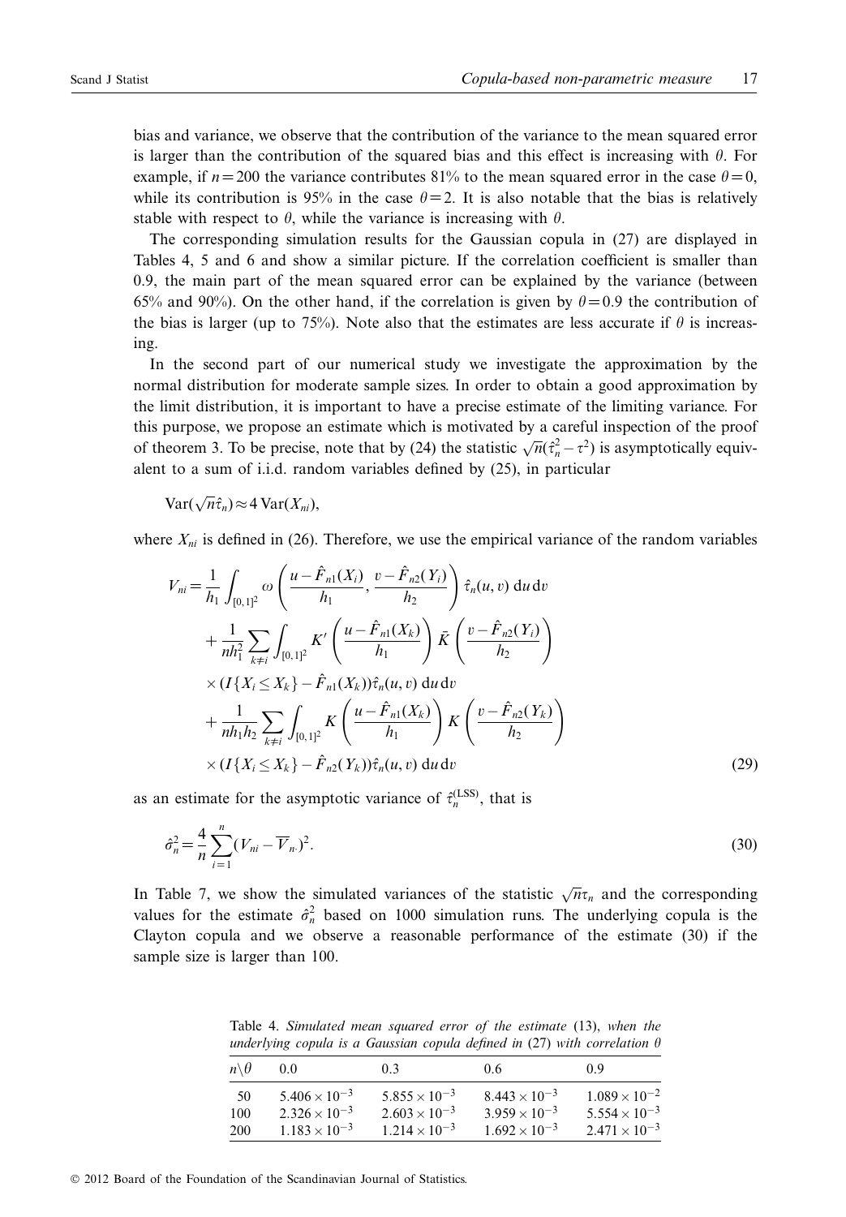bias and variance, we observe that the contribution of the variance to the mean squared error is larger than the contribution of the squared bias and this effect is increasing with $\theta$. For example, if $n=200$ the variance contributes 81% to the mean squared error in the case $\theta=0$, while its contribution is 95% in the case $\theta=2$. It is also notable that the bias is relatively stable with respect to $\theta$, while the variance is increasing with $\theta$.

The corresponding simulation results for the Gaussian copula in (27) are displayed in Tables 4, 5 and 6 and show a similar picture. If the correlation coefficient is smaller than 0.9, the main part of the mean squared error can be explained by the variance (between 65% and 90%). On the other hand, if the correlation is given by $\theta=0.9$ the contribution of the bias is larger (up to 75%). Note also that the estimates are less accurate if $\theta$ is increasing.

In the second part of our numerical study we investigate the approximation by the normal distribution for moderate sample sizes. In order to obtain a good approximation by the limit distribution, it is important to have a precise estimate of the limiting variance. For this purpose, we propose an estimate which is motivated by a careful inspection of the proof of theorem 3. To be precise, note that by (24) the statistic $\sqrt{n}(\hat{\tau}_n^2-\tau^2)$ is asymptotically equivalent to a sum of i.i.d. random variables defined by (25), in particular

$$\mathrm{Var}(\sqrt{n}\hat{\tau}_n)\approx 4\,\mathrm{Var}(X_{ni}),$$

where $X_{ni}$ is defined in (26). Therefore, we use the empirical variance of the random variables

$$\begin{aligned}
V_{ni} &= \frac{1}{h_1}\int_{[0,1]^2}\omega\left(\frac{u-\hat{F}_{n1}(X_i)}{h_1},\frac{v-\hat{F}_{n2}(Y_i)}{h_2}\right)\hat{\tau}_n(u,v)\,\mathrm{d}u\,\mathrm{d}v \\
&\quad + \frac{1}{nh_1^2}\sum_{k\neq i}\int_{[0,1]^2}K'\left(\frac{u-\hat{F}_{n1}(X_k)}{h_1}\right)\bar{K}\left(\frac{v-\hat{F}_{n2}(Y_i)}{h_2}\right) \\
&\quad \times (I\{X_i\leq X_k\}-\hat{F}_{n1}(X_k))\hat{\tau}_n(u,v)\,\mathrm{d}u\,\mathrm{d}v \\
&\quad + \frac{1}{nh_1h_2}\sum_{k\neq i}\int_{[0,1]^2}K\left(\frac{u-\hat{F}_{n1}(X_k)}{h_1}\right)K\left(\frac{v-\hat{F}_{n2}(Y_k)}{h_2}\right) \\
&\quad \times (I\{X_i\leq X_k\}-\hat{F}_{n2}(Y_k))\hat{\tau}_n(u,v)\,\mathrm{d}u\,\mathrm{d}v
\end{aligned}\tag{29}$$

as an estimate for the asymptotic variance of $\hat{\tau}_n^{(\mathrm{LSS})}$, that is

$$\hat{\sigma}_n^2=\frac{4}{n}\sum_{i=1}^{n}(V_{ni}-\overline{V}_{n\cdot})^2. \tag{30}$$

In Table 7, we show the simulated variances of the statistic $\sqrt{n}\tau_n$ and the corresponding values for the estimate $\hat{\sigma}_n^2$ based on 1000 simulation runs. The underlying copula is the Clayton copula and we observe a reasonable performance of the estimate (30) if the sample size is larger than 100.

Table 4. *Simulated mean squared error of the estimate* (13), *when the underlying copula is a Gaussian copula defined in* (27) *with correlation* $\theta$

| $n\backslash\theta$ | 0.0 | 0.3 | 0.6 | 0.9 |
|---|---|---|---|---|
| 50 | $5.406\times10^{-3}$ | $5.855\times10^{-3}$ | $8.443\times10^{-3}$ | $1.089\times10^{-2}$ |
| 100 | $2.326\times10^{-3}$ | $2.603\times10^{-3}$ | $3.959\times10^{-3}$ | $5.554\times10^{-3}$ |
| 200 | $1.183\times10^{-3}$ | $1.214\times10^{-3}$ | $1.692\times10^{-3}$ | $2.471\times10^{-3}$ |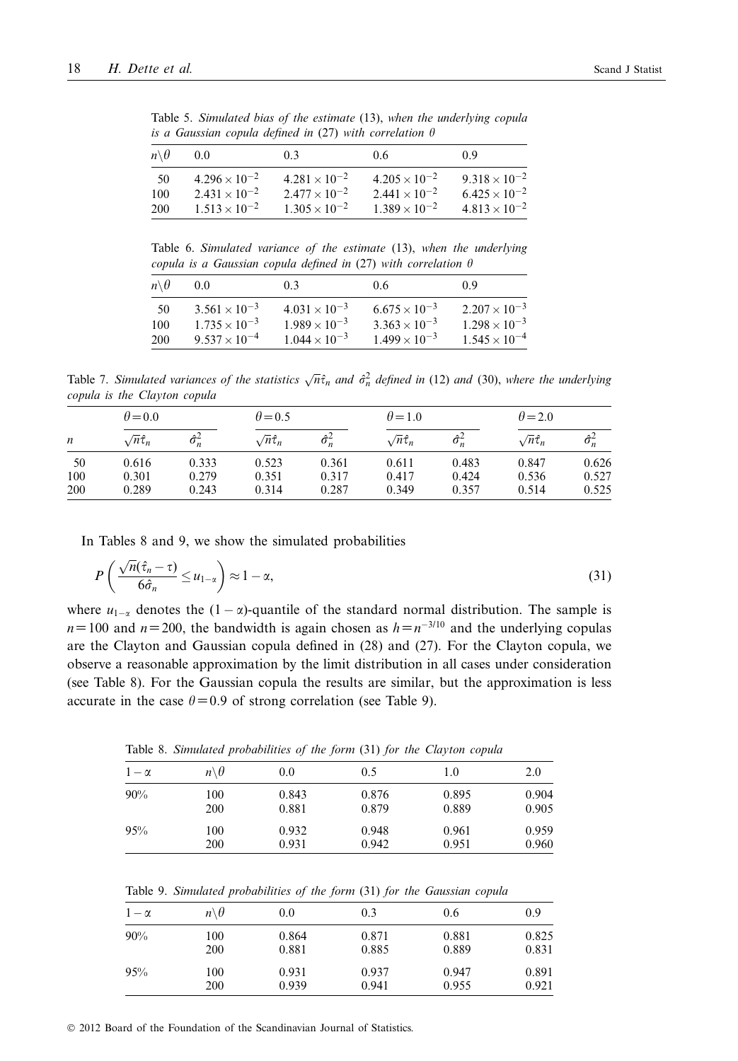Table 5. *Simulated bias of the estimate* (13), *when the underlying copula is a Gaussian copula defined in* (27) *with correlation* $\theta$

| $n\backslash\theta$ | 0.0 | 0.3 | 0.6 | 0.9 |
|---|---|---|---|---|
| 50 | $4.296\times10^{-2}$ | $4.281\times10^{-2}$ | $4.205\times10^{-2}$ | $9.318\times10^{-2}$ |
| 100 | $2.431\times10^{-2}$ | $2.477\times10^{-2}$ | $2.441\times10^{-2}$ | $6.425\times10^{-2}$ |
| 200 | $1.513\times10^{-2}$ | $1.305\times10^{-2}$ | $1.389\times10^{-2}$ | $4.813\times10^{-2}$ |

Table 6. *Simulated variance of the estimate* (13), *when the underlying copula is a Gaussian copula defined in* (27) *with correlation* $\theta$

| $n\backslash\theta$ | 0.0 | 0.3 | 0.6 | 0.9 |
|---|---|---|---|---|
| 50 | $3.561\times10^{-3}$ | $4.031\times10^{-3}$ | $6.675\times10^{-3}$ | $2.207\times10^{-3}$ |
| 100 | $1.735\times10^{-3}$ | $1.989\times10^{-3}$ | $3.363\times10^{-3}$ | $1.298\times10^{-3}$ |
| 200 | $9.537\times10^{-4}$ | $1.044\times10^{-3}$ | $1.499\times10^{-3}$ | $1.545\times10^{-4}$ |

Table 7. *Simulated variances of the statistics* $\sqrt{n}\hat{\tau}_n$ *and* $\hat{\sigma}_n^2$ *defined in* (12) *and* (30), *where the underlying copula is the Clayton copula*

| | $\theta=0.0$ | | $\theta=0.5$ | | $\theta=1.0$ | | $\theta=2.0$ | |
|---|---|---|---|---|---|---|---|---|
| $n$ | $\sqrt{n}\hat{\tau}_n$ | $\hat{\sigma}_n^2$ | $\sqrt{n}\hat{\tau}_n$ | $\hat{\sigma}_n^2$ | $\sqrt{n}\hat{\tau}_n$ | $\hat{\sigma}_n^2$ | $\sqrt{n}\hat{\tau}_n$ | $\hat{\sigma}_n^2$ |
| 50 | 0.616 | 0.333 | 0.523 | 0.361 | 0.611 | 0.483 | 0.847 | 0.626 |
| 100 | 0.301 | 0.279 | 0.351 | 0.317 | 0.417 | 0.424 | 0.536 | 0.527 |
| 200 | 0.289 | 0.243 | 0.314 | 0.287 | 0.349 | 0.357 | 0.514 | 0.525 |

In Tables 8 and 9, we show the simulated probabilities

$$P\left(\frac{\sqrt{n}(\hat{\tau}_n-\tau)}{6\hat{\sigma}_n}\leq u_{1-\alpha}\right)\approx 1-\alpha, \tag{31}$$

where $u_{1-\alpha}$ denotes the $(1-\alpha)$-quantile of the standard normal distribution. The sample is $n=100$ and $n=200$, the bandwidth is again chosen as $h=n^{-3/10}$ and the underlying copulas are the Clayton and Gaussian copula defined in (28) and (27). For the Clayton copula, we observe a reasonable approximation by the limit distribution in all cases under consideration (see Table 8). For the Gaussian copula the results are similar, but the approximation is less accurate in the case $\theta=0.9$ of strong correlation (see Table 9).

Table 8. *Simulated probabilities of the form* (31) *for the Clayton copula*

| $1-\alpha$ | $n\backslash\theta$ | 0.0 | 0.5 | 1.0 | 2.0 |
|---|---|---|---|---|---|
| 90% | 100 | 0.843 | 0.876 | 0.895 | 0.904 |
| | 200 | 0.881 | 0.879 | 0.889 | 0.905 |
| 95% | 100 | 0.932 | 0.948 | 0.961 | 0.959 |
| | 200 | 0.931 | 0.942 | 0.951 | 0.960 |

Table 9. *Simulated probabilities of the form* (31) *for the Gaussian copula*

| $1-\alpha$ | $n\backslash\theta$ | 0.0 | 0.3 | 0.6 | 0.9 |
|---|---|---|---|---|---|
| 90% | 100 | 0.864 | 0.871 | 0.881 | 0.825 |
| | 200 | 0.881 | 0.885 | 0.889 | 0.831 |
| 95% | 100 | 0.931 | 0.937 | 0.947 | 0.891 |
| | 200 | 0.939 | 0.941 | 0.955 | 0.921 |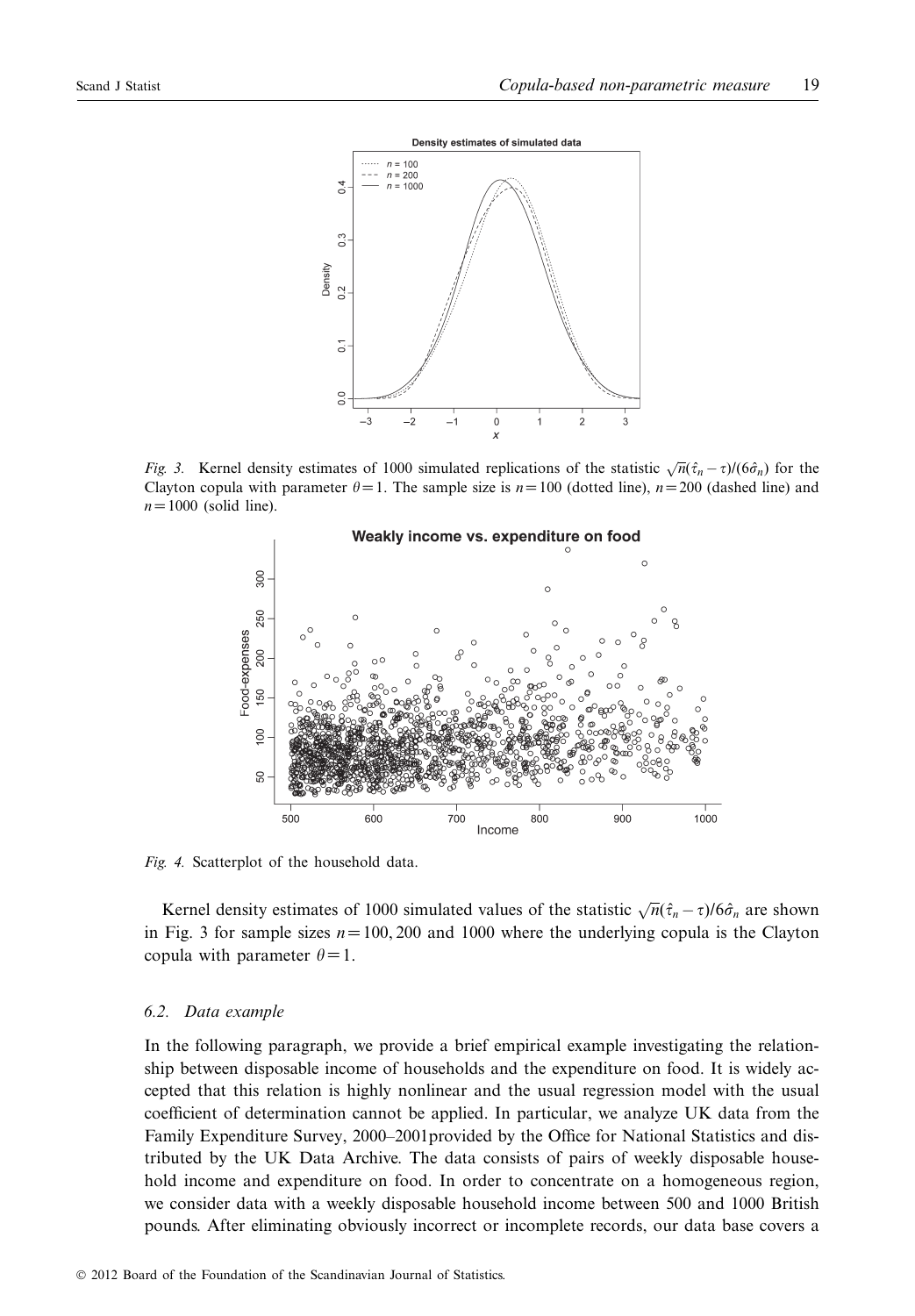Fig. 3. Kernel density estimates of 1000 simulated replications of the statistic $\sqrt{n}(\hat{\tau}_n - \tau)/(6\hat{\sigma}_n)$ for the Clayton copula with parameter $\theta = 1$. The sample size is $n = 100$ (dotted line), $n = 200$ (dashed line) and $n = 1000$ (solid line).

Fig. 4. Scatterplot of the household data.

Kernel density estimates of 1000 simulated values of the statistic $\sqrt{n}(\hat{\tau}_n - \tau)/6\hat{\sigma}_n$ are shown in Fig. 3 for sample sizes $n = 100, 200$ and 1000 where the underlying copula is the Clayton copula with parameter $\theta = 1$.

### *6.2. Data example*

In the following paragraph, we provide a brief empirical example investigating the relationship between disposable income of households and the expenditure on food. It is widely accepted that this relation is highly nonlinear and the usual regression model with the usual coefficient of determination cannot be applied. In particular, we analyze UK data from the Family Expenditure Survey, 2000–2001provided by the Office for National Statistics and distributed by the UK Data Archive. The data consists of pairs of weekly disposable household income and expenditure on food. In order to concentrate on a homogeneous region, we consider data with a weekly disposable household income between 500 and 1000 British pounds. After eliminating obviously incorrect or incomplete records, our data base covers a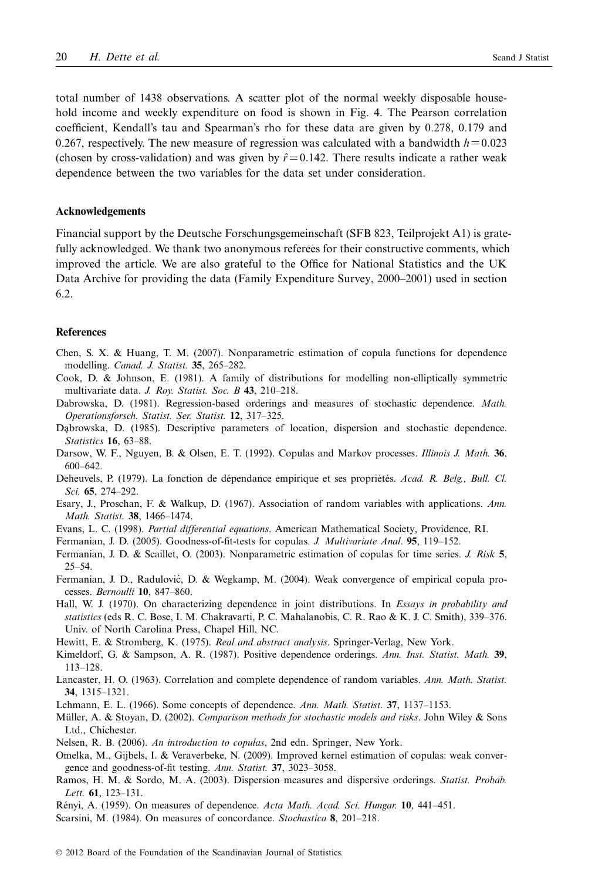total number of 1438 observations. A scatter plot of the normal weekly disposable household income and weekly expenditure on food is shown in Fig. 4. The Pearson correlation coefficient, Kendall's tau and Spearman's rho for these data are given by 0.278, 0.179 and 0.267, respectively. The new measure of regression was calculated with a bandwidth $h = 0.023$ (chosen by cross-validation) and was given by $\hat{r} = 0.142$. There results indicate a rather weak dependence between the two variables for the data set under consideration.

## Acknowledgements

Financial support by the Deutsche Forschungsgemeinschaft (SFB 823, Teilprojekt A1) is gratefully acknowledged. We thank two anonymous referees for their constructive comments, which improved the article. We are also grateful to the Office for National Statistics and the UK Data Archive for providing the data (Family Expenditure Survey, 2000–2001) used in section 6.2.

## References

Chen, S. X. & Huang, T. M. (2007). Nonparametric estimation of copula functions for dependence modelling. *Canad. J. Statist.* **35**, 265–282.

Cook, D. & Johnson, E. (1981). A family of distributions for modelling non-elliptically symmetric multivariate data. *J. Roy. Statist. Soc. B* **43**, 210–218.

Dabrowska, D. (1981). Regression-based orderings and measures of stochastic dependence. *Math. Operationsforsch. Statist. Ser. Statist.* **12**, 317–325.

Dąbrowska, D. (1985). Descriptive parameters of location, dispersion and stochastic dependence. *Statistics* **16**, 63–88.

Darsow, W. F., Nguyen, B. & Olsen, E. T. (1992). Copulas and Markov processes. *Illinois J. Math.* **36**, 600–642.

Deheuvels, P. (1979). La fonction de dépendance empirique et ses propriétés. *Acad. R. Belg., Bull. Cl. Sci.* **65**, 274–292.

Esary, J., Proschan, F. & Walkup, D. (1967). Association of random variables with applications. *Ann. Math. Statist.* **38**, 1466–1474.

Evans, L. C. (1998). *Partial differential equations*. American Mathematical Society, Providence, RI.

Fermanian, J. D. (2005). Goodness-of-fit-tests for copulas. *J. Multivariate Anal*. **95**, 119–152.

Fermanian, J. D. & Scaillet, O. (2003). Nonparametric estimation of copulas for time series. *J. Risk* **5**, 25–54.

Fermanian, J. D., Radulović, D. & Wegkamp, M. (2004). Weak convergence of empirical copula processes. *Bernoulli* **10**, 847–860.

Hall, W. J. (1970). On characterizing dependence in joint distributions. In *Essays in probability and statistics* (eds R. C. Bose, I. M. Chakravarti, P. C. Mahalanobis, C. R. Rao & K. J. C. Smith), 339–376. Univ. of North Carolina Press, Chapel Hill, NC.

Hewitt, E. & Stromberg, K. (1975). *Real and abstract analysis*. Springer-Verlag, New York.

Kimeldorf, G. & Sampson, A. R. (1987). Positive dependence orderings. *Ann. Inst. Statist. Math.* **39**, 113–128.

Lancaster, H. O. (1963). Correlation and complete dependence of random variables. *Ann. Math. Statist.* **34**, 1315–1321.

Lehmann, E. L. (1966). Some concepts of dependence. *Ann. Math. Statist.* **37**, 1137–1153.

Müller, A. & Stoyan, D. (2002). *Comparison methods for stochastic models and risks*. John Wiley & Sons Ltd., Chichester.

Nelsen, R. B. (2006). *An introduction to copulas*, 2nd edn. Springer, New York.

Omelka, M., Gijbels, I. & Veraverbeke, N. (2009). Improved kernel estimation of copulas: weak convergence and goodness-of-fit testing. *Ann. Statist.* **37**, 3023–3058.

Ramos, H. M. & Sordo, M. A. (2003). Dispersion measures and dispersive orderings. *Statist. Probab. Lett.* **61**, 123–131.

Rényi, A. (1959). On measures of dependence. *Acta Math. Acad. Sci. Hungar.* **10**, 441–451.

Scarsini, M. (1984). On measures of concordance. *Stochastica* **8**, 201–218.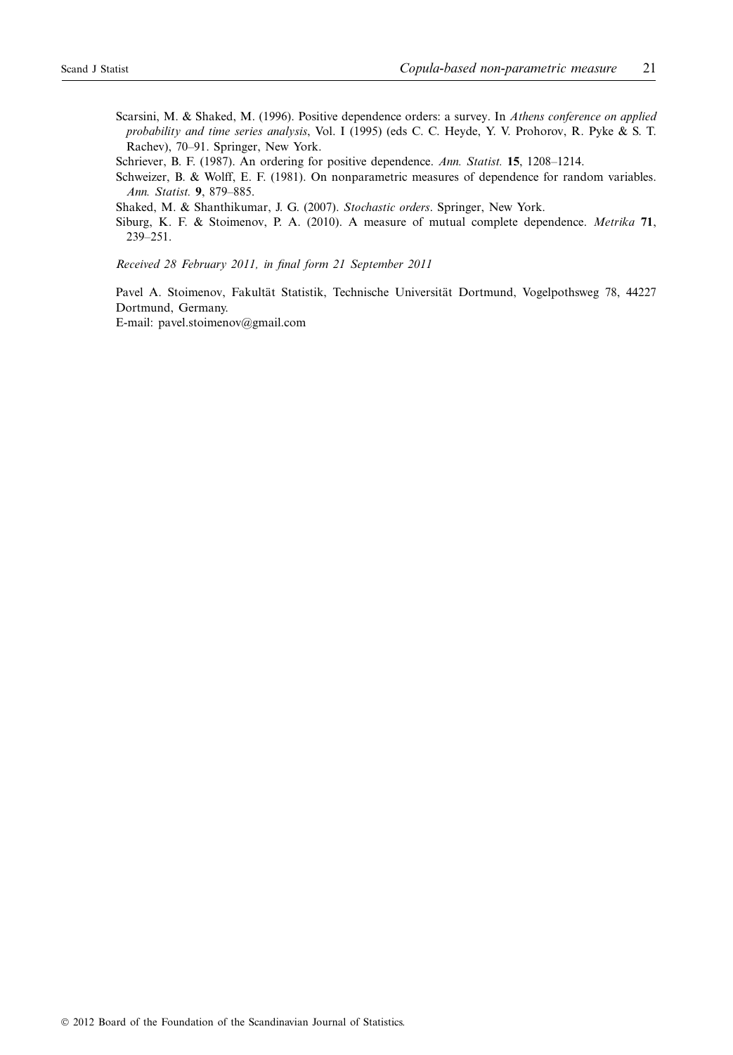Scarsini, M. & Shaked, M. (1996). Positive dependence orders: a survey. In *Athens conference on applied probability and time series analysis*, Vol. I (1995) (eds C. C. Heyde, Y. V. Prohorov, R. Pyke & S. T. Rachev), 70–91. Springer, New York.

Schriever, B. F. (1987). An ordering for positive dependence. *Ann. Statist.* **15**, 1208–1214.

Schweizer, B. & Wolff, E. F. (1981). On nonparametric measures of dependence for random variables. *Ann. Statist.* **9**, 879–885.

Shaked, M. & Shanthikumar, J. G. (2007). *Stochastic orders*. Springer, New York.

Siburg, K. F. & Stoimenov, P. A. (2010). A measure of mutual complete dependence. *Metrika* **71**, 239–251.

*Received 28 February 2011, in final form 21 September 2011*

Pavel A. Stoimenov, Fakultät Statistik, Technische Universität Dortmund, Vogelpothsweg 78, 44227 Dortmund, Germany.
E-mail: pavel.stoimenov@gmail.com